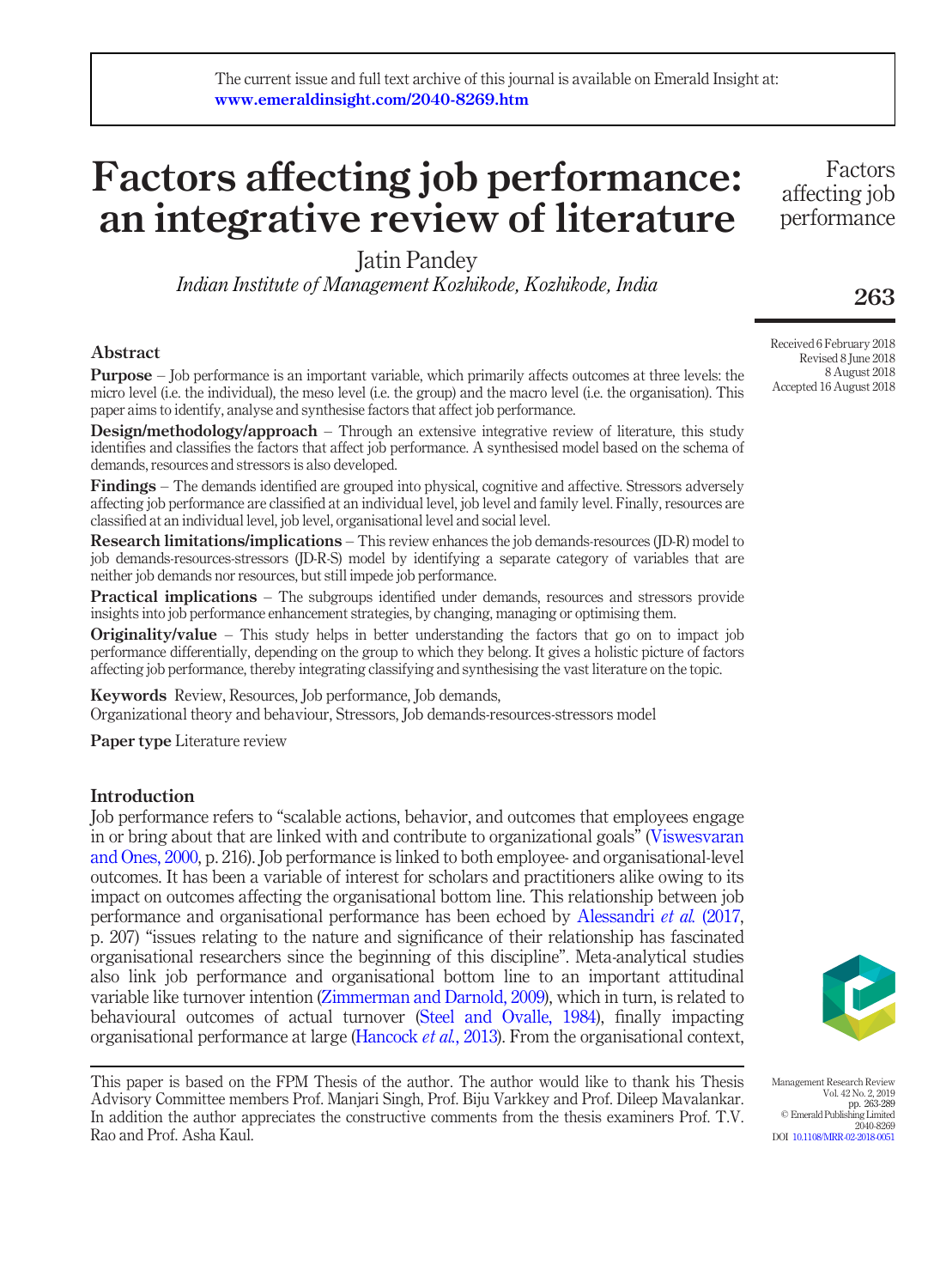The current issue and full text archive of this journal is available on Emerald Insight at: www.emeraldinsight.com/2040-8269.htm

# Factors affecting job performance: an integrative review of literature

Jatin Pandey

*Indian Institute of Management Kozhikode, Kozhikode, India*

Received 6 February 2018
Revised 8 June 2018
8 August 2018
Accepted 16 August 2018

## Abstract

**Purpose** – Job performance is an important variable, which primarily affects outcomes at three levels: the micro level (i.e. the individual), the meso level (i.e. the group) and the macro level (i.e. the organisation). This paper aims to identify, analyse and synthesise factors that affect job performance.

**Design/methodology/approach** – Through an extensive integrative review of literature, this study identifies and classifies the factors that affect job performance. A synthesised model based on the schema of demands, resources and stressors is also developed.

**Findings** – The demands identified are grouped into physical, cognitive and affective. Stressors adversely affecting job performance are classified at an individual level, job level and family level. Finally, resources are classified at an individual level, job level, organisational level and social level.

**Research limitations/implications** – This review enhances the job demands-resources (JD-R) model to job demands-resources-stressors (JD-R-S) model by identifying a separate category of variables that are neither job demands nor resources, but still impede job performance.

**Practical implications** – The subgroups identified under demands, resources and stressors provide insights into job performance enhancement strategies, by changing, managing or optimising them.

**Originality/value** – This study helps in better understanding the factors that go on to impact job performance differentially, depending on the group to which they belong. It gives a holistic picture of factors affecting job performance, thereby integrating classifying and synthesising the vast literature on the topic.

**Keywords** Review, Resources, Job performance, Job demands, Organizational theory and behaviour, Stressors, Job demands-resources-stressors model

**Paper type** Literature review

## Introduction

Job performance refers to "scalable actions, behavior, and outcomes that employees engage in or bring about that are linked with and contribute to organizational goals" (Viswesvaran and Ones, 2000, p. 216). Job performance is linked to both employee- and organisational-level outcomes. It has been a variable of interest for scholars and practitioners alike owing to its impact on outcomes affecting the organisational bottom line. This relationship between job performance and organisational performance has been echoed by Alessandri *et al.* (2017, p. 207) "issues relating to the nature and significance of their relationship has fascinated organisational researchers since the beginning of this discipline". Meta-analytical studies also link job performance and organisational bottom line to an important attitudinal variable like turnover intention (Zimmerman and Darnold, 2009), which in turn, is related to behavioural outcomes of actual turnover (Steel and Ovalle, 1984), finally impacting organisational performance at large (Hancock *et al.*, 2013). From the organisational context,

This paper is based on the FPM Thesis of the author. The author would like to thank his Thesis Advisory Committee members Prof. Manjari Singh, Prof. Biju Varkkey and Prof. Dileep Mavalankar. In addition the author appreciates the constructive comments from the thesis examiners Prof. T.V. Rao and Prof. Asha Kaul.

Management Research Review
Vol. 42 No. 2, 2019
pp. 263-289
© Emerald Publishing Limited
2040-8269
DOI 10.1108/MRR-02-2018-0051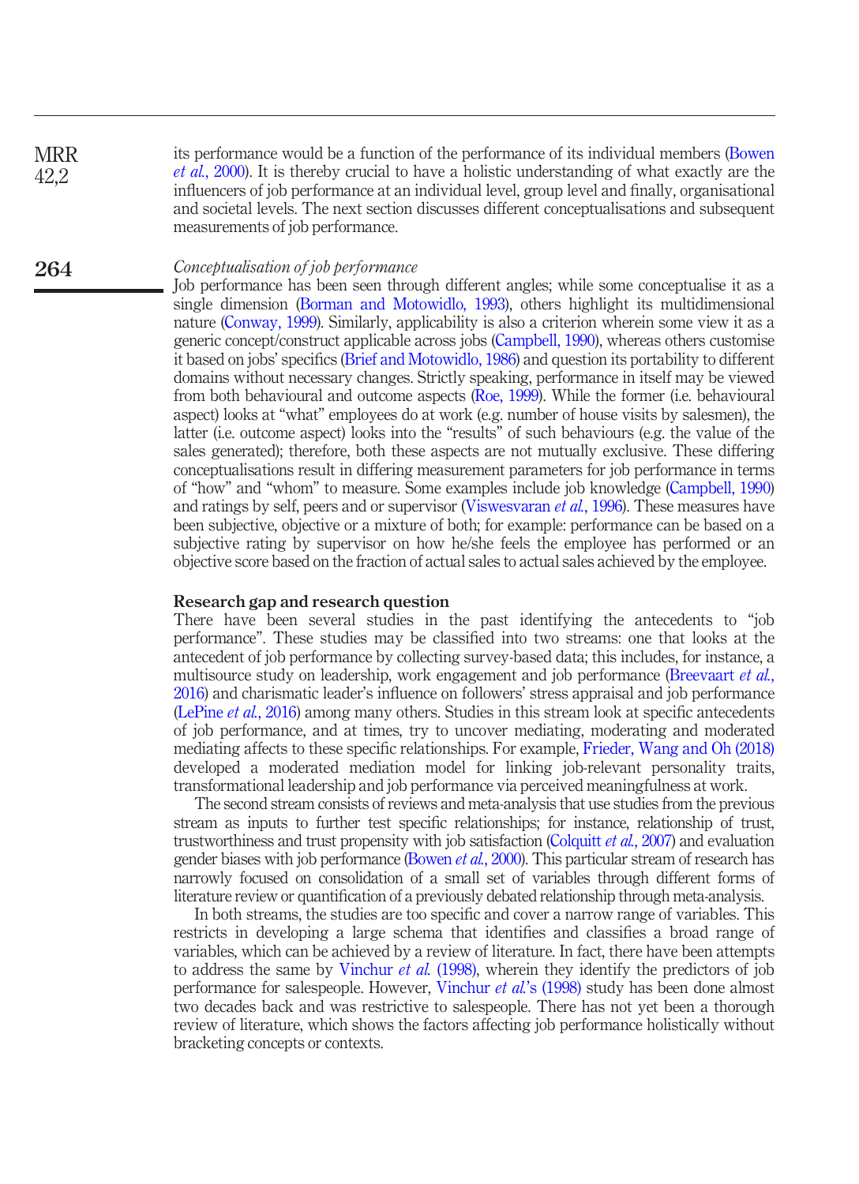its performance would be a function of the performance of its individual members (Bowen *et al.*, 2000). It is thereby crucial to have a holistic understanding of what exactly are the influencers of job performance at an individual level, group level and finally, organisational and societal levels. The next section discusses different conceptualisations and subsequent measurements of job performance.

*Conceptualisation of job performance*

Job performance has been seen through different angles; while some conceptualise it as a single dimension (Borman and Motowidlo, 1993), others highlight its multidimensional nature (Conway, 1999). Similarly, applicability is also a criterion wherein some view it as a generic concept/construct applicable across jobs (Campbell, 1990), whereas others customise it based on jobs' specifics (Brief and Motowidlo, 1986) and question its portability to different domains without necessary changes. Strictly speaking, performance in itself may be viewed from both behavioural and outcome aspects (Roe, 1999). While the former (i.e. behavioural aspect) looks at "what" employees do at work (e.g. number of house visits by salesmen), the latter (i.e. outcome aspect) looks into the "results" of such behaviours (e.g. the value of the sales generated); therefore, both these aspects are not mutually exclusive. These differing conceptualisations result in differing measurement parameters for job performance in terms of "how" and "whom" to measure. Some examples include job knowledge (Campbell, 1990) and ratings by self, peers and or supervisor (Viswesvaran *et al.*, 1996). These measures have been subjective, objective or a mixture of both; for example: performance can be based on a subjective rating by supervisor on how he/she feels the employee has performed or an objective score based on the fraction of actual sales to actual sales achieved by the employee.

## Research gap and research question

There have been several studies in the past identifying the antecedents to "job performance". These studies may be classified into two streams: one that looks at the antecedent of job performance by collecting survey-based data; this includes, for instance, a multisource study on leadership, work engagement and job performance (Breevaart *et al.*, 2016) and charismatic leader's influence on followers' stress appraisal and job performance (LePine *et al.*, 2016) among many others. Studies in this stream look at specific antecedents of job performance, and at times, try to uncover mediating, moderating and moderated mediating affects to these specific relationships. For example, Frieder, Wang and Oh (2018) developed a moderated mediation model for linking job-relevant personality traits, transformational leadership and job performance via perceived meaningfulness at work.

The second stream consists of reviews and meta-analysis that use studies from the previous stream as inputs to further test specific relationships; for instance, relationship of trust, trustworthiness and trust propensity with job satisfaction (Colquitt *et al.*, 2007) and evaluation gender biases with job performance (Bowen *et al.*, 2000). This particular stream of research has narrowly focused on consolidation of a small set of variables through different forms of literature review or quantification of a previously debated relationship through meta-analysis.

In both streams, the studies are too specific and cover a narrow range of variables. This restricts in developing a large schema that identifies and classifies a broad range of variables, which can be achieved by a review of literature. In fact, there have been attempts to address the same by Vinchur *et al.* (1998), wherein they identify the predictors of job performance for salespeople. However, Vinchur *et al.*'s (1998) study has been done almost two decades back and was restrictive to salespeople. There has not yet been a thorough review of literature, which shows the factors affecting job performance holistically without bracketing concepts or contexts.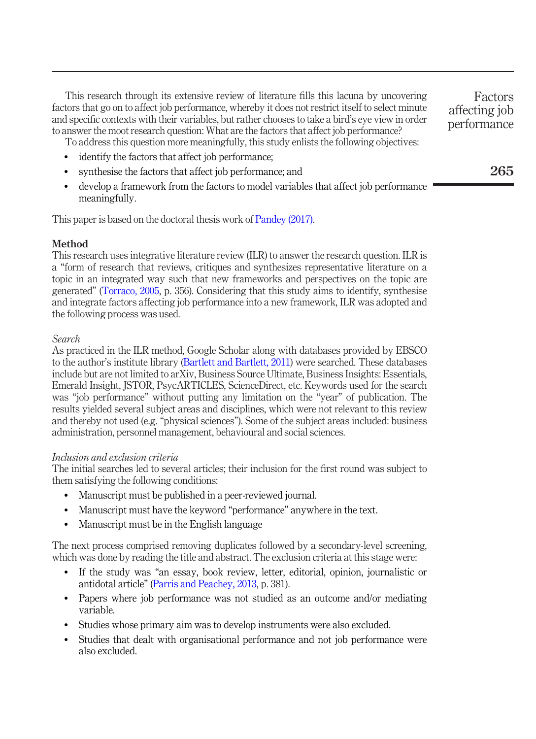This research through its extensive review of literature fills this lacuna by uncovering factors that go on to affect job performance, whereby it does not restrict itself to select minute and specific contexts with their variables, but rather chooses to take a bird's eye view in order to answer the moot research question: What are the factors that affect job performance?

To address this question more meaningfully, this study enlists the following objectives:

- identify the factors that affect job performance;
- synthesise the factors that affect job performance; and
- develop a framework from the factors to model variables that affect job performance meaningfully.

This paper is based on the doctoral thesis work of Pandey (2017).

## Method

This research uses integrative literature review (ILR) to answer the research question. ILR is a "form of research that reviews, critiques and synthesizes representative literature on a topic in an integrated way such that new frameworks and perspectives on the topic are generated" (Torraco, 2005, p. 356). Considering that this study aims to identify, synthesise and integrate factors affecting job performance into a new framework, ILR was adopted and the following process was used.

### *Search*

As practiced in the ILR method, Google Scholar along with databases provided by EBSCO to the author's institute library (Bartlett and Bartlett, 2011) were searched. These databases include but are not limited to arXiv, Business Source Ultimate, Business Insights: Essentials, Emerald Insight, JSTOR, PsycARTICLES, ScienceDirect, etc. Keywords used for the search was "job performance" without putting any limitation on the "year" of publication. The results yielded several subject areas and disciplines, which were not relevant to this review and thereby not used (e.g. "physical sciences"). Some of the subject areas included: business administration, personnel management, behavioural and social sciences.

### *Inclusion and exclusion criteria*

The initial searches led to several articles; their inclusion for the first round was subject to them satisfying the following conditions:

- Manuscript must be published in a peer-reviewed journal.
- Manuscript must have the keyword "performance" anywhere in the text.
- Manuscript must be in the English language

The next process comprised removing duplicates followed by a secondary-level screening, which was done by reading the title and abstract. The exclusion criteria at this stage were:

- If the study was "an essay, book review, letter, editorial, opinion, journalistic or antidotal article" (Parris and Peachey, 2013, p. 381).
- Papers where job performance was not studied as an outcome and/or mediating variable.
- Studies whose primary aim was to develop instruments were also excluded.
- Studies that dealt with organisational performance and not job performance were also excluded.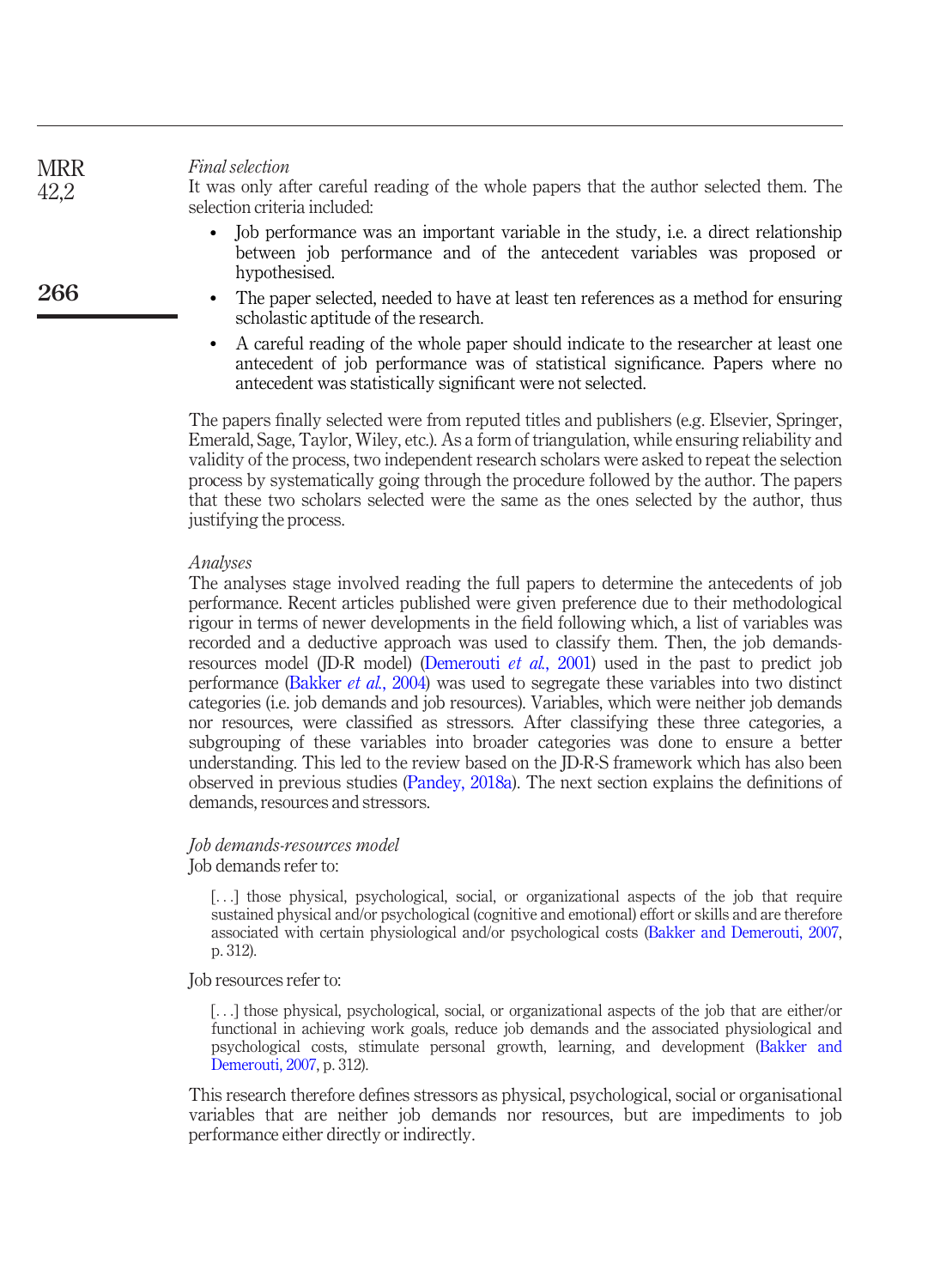*Final selection*

It was only after careful reading of the whole papers that the author selected them. The selection criteria included:

- Job performance was an important variable in the study, i.e. a direct relationship between job performance and of the antecedent variables was proposed or hypothesised.
- The paper selected, needed to have at least ten references as a method for ensuring scholastic aptitude of the research.
- A careful reading of the whole paper should indicate to the researcher at least one antecedent of job performance was of statistical significance. Papers where no antecedent was statistically significant were not selected.

The papers finally selected were from reputed titles and publishers (e.g. Elsevier, Springer, Emerald, Sage, Taylor, Wiley, etc.). As a form of triangulation, while ensuring reliability and validity of the process, two independent research scholars were asked to repeat the selection process by systematically going through the procedure followed by the author. The papers that these two scholars selected were the same as the ones selected by the author, thus justifying the process.

*Analyses*

The analyses stage involved reading the full papers to determine the antecedents of job performance. Recent articles published were given preference due to their methodological rigour in terms of newer developments in the field following which, a list of variables was recorded and a deductive approach was used to classify them. Then, the job demands-resources model (JD-R model) (Demerouti *et al.*, 2001) used in the past to predict job performance (Bakker *et al.*, 2004) was used to segregate these variables into two distinct categories (i.e. job demands and job resources). Variables, which were neither job demands nor resources, were classified as stressors. After classifying these three categories, a subgrouping of these variables into broader categories was done to ensure a better understanding. This led to the review based on the JD-R-S framework which has also been observed in previous studies (Pandey, 2018a). The next section explains the definitions of demands, resources and stressors.

*Job demands-resources model*

Job demands refer to:

> [. . .] those physical, psychological, social, or organizational aspects of the job that require sustained physical and/or psychological (cognitive and emotional) effort or skills and are therefore associated with certain physiological and/or psychological costs (Bakker and Demerouti, 2007, p. 312).

Job resources refer to:

> [. . .] those physical, psychological, social, or organizational aspects of the job that are either/or functional in achieving work goals, reduce job demands and the associated physiological and psychological costs, stimulate personal growth, learning, and development (Bakker and Demerouti, 2007, p. 312).

This research therefore defines stressors as physical, psychological, social or organisational variables that are neither job demands nor resources, but are impediments to job performance either directly or indirectly.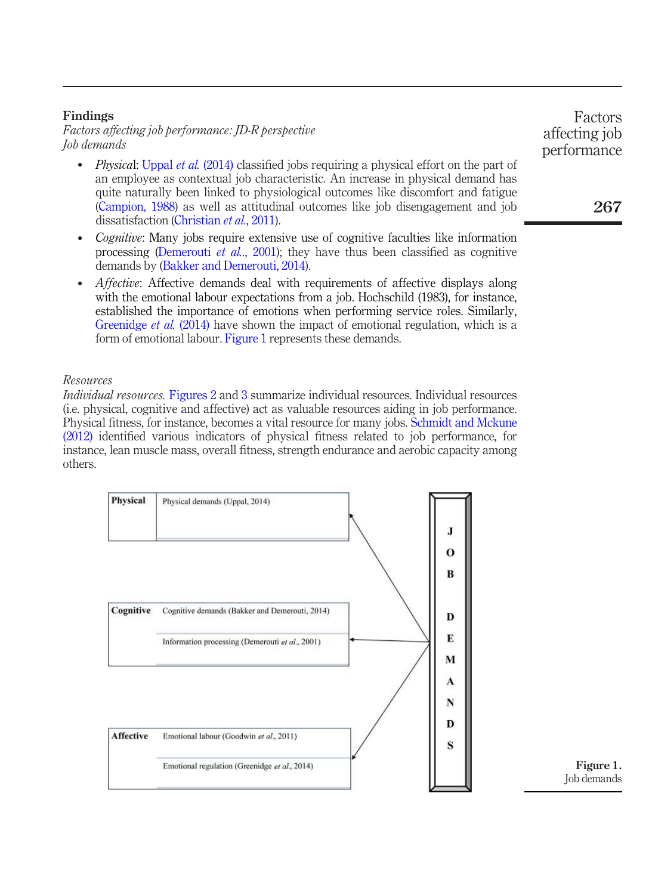## Findings

*Factors affecting job performance: JD-R perspective*

*Job demands*

- *Physical*: Uppal *et al.* (2014) classified jobs requiring a physical effort on the part of an employee as contextual job characteristic. An increase in physical demand has quite naturally been linked to physiological outcomes like discomfort and fatigue (Campion, 1988) as well as attitudinal outcomes like job disengagement and job dissatisfaction (Christian *et al.*, 2011).
- *Cognitive*: Many jobs require extensive use of cognitive faculties like information processing (Demerouti *et al.*., 2001); they have thus been classified as cognitive demands by (Bakker and Demerouti, 2014).
- *Affective*: Affective demands deal with requirements of affective displays along with the emotional labour expectations from a job. Hochschild (1983), for instance, established the importance of emotions when performing service roles. Similarly, Greenidge *et al.* (2014) have shown the impact of emotional regulation, which is a form of emotional labour. Figure 1 represents these demands.

*Resources*

*Individual resources.* Figures 2 and 3 summarize individual resources. Individual resources (i.e. physical, cognitive and affective) act as valuable resources aiding in job performance. Physical fitness, for instance, becomes a vital resource for many jobs. Schmidt and Mckune (2012) identified various indicators of physical fitness related to job performance, for instance, lean muscle mass, overall fitness, strength endurance and aerobic capacity among others.

| | |
|---|---|
| **Physical** | Physical demands (Uppal, 2014) |
| **Cognitive** | Cognitive demands (Bakker and Demerouti, 2014) |
| | Information processing (Demerouti *et al.*, 2001) |
| **Affective** | Emotional labour (Goodwin *et al.*, 2011) |
| | Emotional regulation (Greenidge *et al.*, 2014) |

JOB DEMANDS

**Figure 1.** Job demands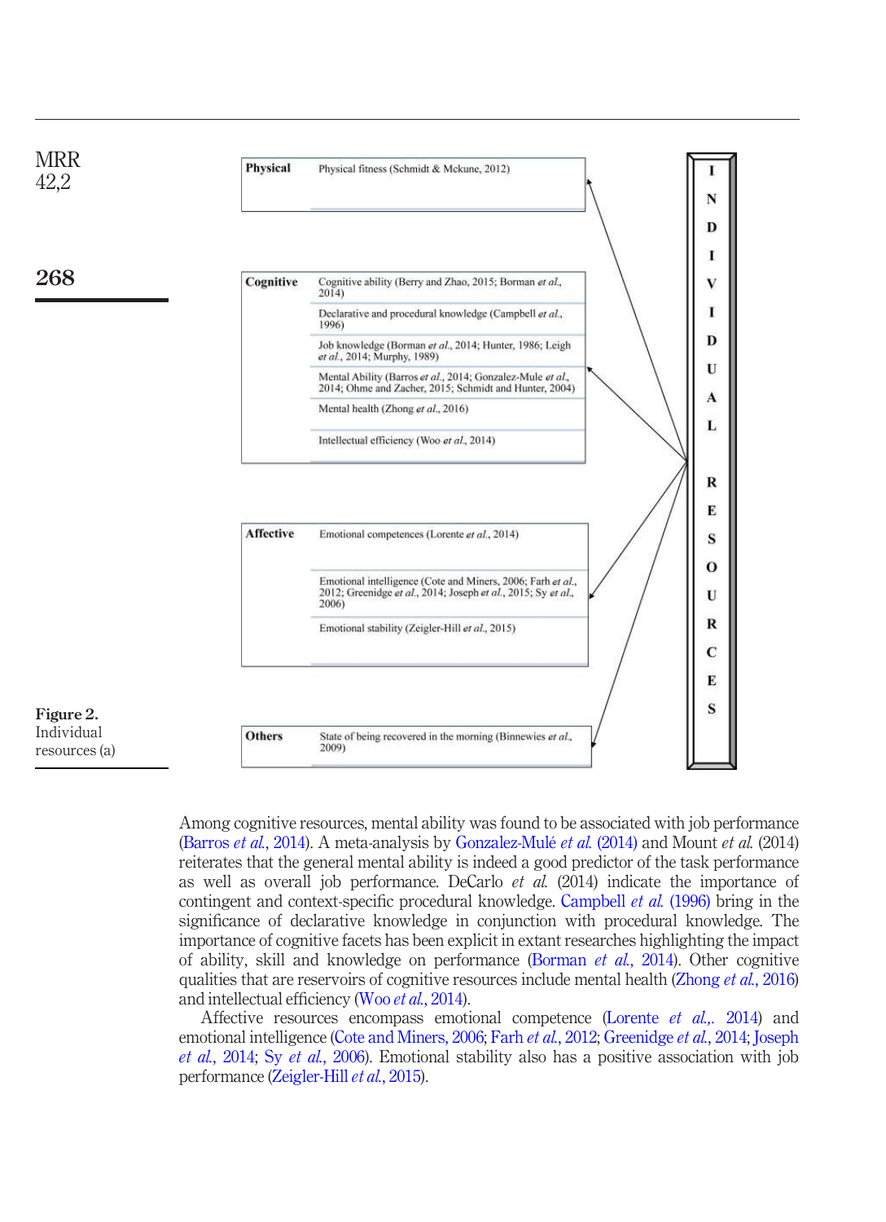| | |
|---|---|
| **Physical** | Physical fitness (Schmidt & Mckune, 2012) |
| **Cognitive** | Cognitive ability (Berry and Zhao, 2015; Borman *et al.*, 2014) |
| | Declarative and procedural knowledge (Campbell *et al.*, 1996) |
| | Job knowledge (Borman *et al.*, 2014; Hunter, 1986; Leigh *et al.*, 2014; Murphy, 1989) |
| | Mental Ability (Barros *et al.*, 2014; Gonzalez-Mule *et al.*, 2014; Ohme and Zacher, 2015; Schmidt and Hunter, 2004) |
| | Mental health (Zhong *et al.*, 2016) |
| | Intellectual efficiency (Woo *et al.*, 2014) |
| **Affective** | Emotional competences (Lorente *et al.*, 2014) |
| | Emotional intelligence (Cote and Miners, 2006; Farh *et al.*, 2012; Greenidge *et al.*, 2014; Joseph *et al.*, 2015; Sy *et al.*, 2006) |
| | Emotional stability (Zeigler-Hill *et al.*, 2015) |
| **Others** | State of being recovered in the morning (Binnewies *et al.*, 2009) |

INDIVIDUAL RESOURCES

**Figure 2.** Individual resources (a)

Among cognitive resources, mental ability was found to be associated with job performance (Barros *et al.*, 2014). A meta-analysis by Gonzalez-Mulé *et al.* (2014) and Mount *et al.* (2014) reiterates that the general mental ability is indeed a good predictor of the task performance as well as overall job performance. DeCarlo *et al.* (2014) indicate the importance of contingent and context-specific procedural knowledge. Campbell *et al.* (1996) bring in the significance of declarative knowledge in conjunction with procedural knowledge. The importance of cognitive facets has been explicit in extant researches highlighting the impact of ability, skill and knowledge on performance (Borman *et al.*, 2014). Other cognitive qualities that are reservoirs of cognitive resources include mental health (Zhong *et al.*, 2016) and intellectual efficiency (Woo *et al.*, 2014).

Affective resources encompass emotional competence (Lorente *et al.*,. 2014) and emotional intelligence (Cote and Miners, 2006; Farh *et al.*, 2012; Greenidge *et al.*, 2014; Joseph *et al.*, 2014; Sy *et al.*, 2006). Emotional stability also has a positive association with job performance (Zeigler-Hill *et al.*, 2015).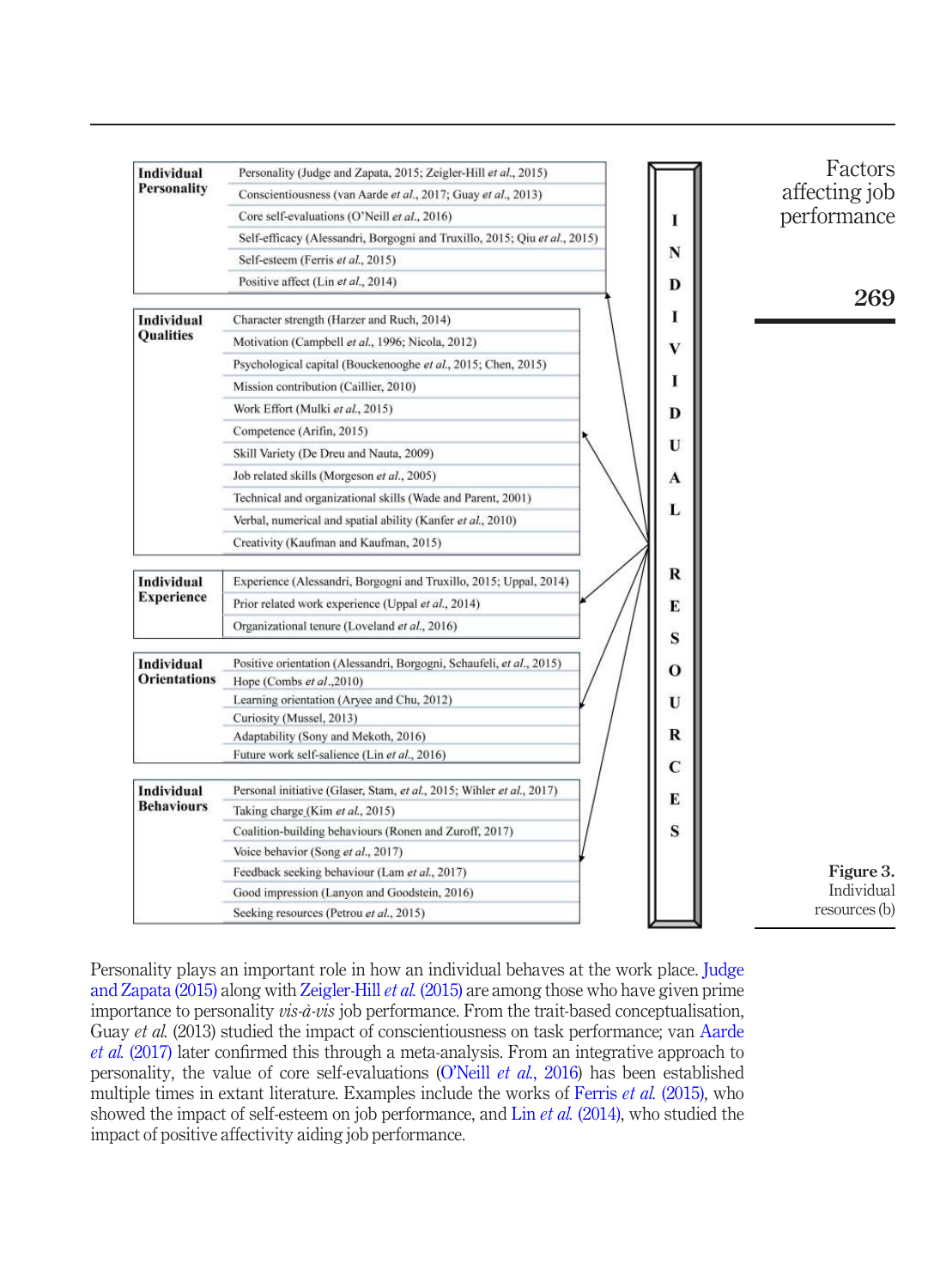| Individual Personality | Personality (Judge and Zapata, 2015; Zeigler-Hill *et al.*, 2015) |
|---|---|
| | Conscientiousness (van Aarde *et al.*, 2017; Guay *et al.*, 2013) |
| | Core self-evaluations (O'Neill *et al.*, 2016) |
| | Self-efficacy (Alessandri, Borgogni and Truxillo, 2015; Qiu *et al.*, 2015) |
| | Self-esteem (Ferris *et al.*, 2015) |
| | Positive affect (Lin *et al.*, 2014) |

| Individual Qualities | Character strength (Harzer and Ruch, 2014) |
|---|---|
| | Motivation (Campbell *et al.*, 1996; Nicola, 2012) |
| | Psychological capital (Bouckenooghe *et al.*, 2015; Chen, 2015) |
| | Mission contribution (Caillier, 2010) |
| | Work Effort (Mulki *et al.*, 2015) |
| | Competence (Arifin, 2015) |
| | Skill Variety (De Dreu and Nauta, 2009) |
| | Job related skills (Morgeson *et al.*, 2005) |
| | Technical and organizational skills (Wade and Parent, 2001) |
| | Verbal, numerical and spatial ability (Kanfer *et al.*, 2010) |
| | Creativity (Kaufman and Kaufman, 2015) |

| Individual Experience | Experience (Alessandri, Borgogni and Truxillo, 2015; Uppal, 2014) |
|---|---|
| | Prior related work experience (Uppal *et al.*, 2014) |
| | Organizational tenure (Loveland *et al.*, 2016) |

| Individual Orientations | Positive orientation (Alessandri, Borgogni, Schaufeli, *et al.*, 2015) |
|---|---|
| | Hope (Combs *et al.*,2010) |
| | Learning orientation (Aryee and Chu, 2012) |
| | Curiosity (Mussel, 2013) |
| | Adaptability (Sony and Mekoth, 2016) |
| | Future work self-salience (Lin *et al.*, 2016) |

| Individual Behaviours | Personal initiative (Glaser, Stam, *et al.*, 2015; Wihler *et al.*, 2017) |
|---|---|
| | Taking charge (Kim *et al.*, 2015) |
| | Coalition-building behaviours (Ronen and Zuroff, 2017) |
| | Voice behavior (Song *et al.*, 2017) |
| | Feedback seeking behaviour (Lam *et al.*, 2017) |
| | Good impression (Lanyon and Goodstein, 2016) |
| | Seeking resources (Petrou *et al.*, 2015) |

INDIVIDUAL RESOURCES

**Figure 3.** Individual resources (b)

Personality plays an important role in how an individual behaves at the work place. Judge and Zapata (2015) along with Zeigler-Hill *et al.* (2015) are among those who have given prime importance to personality *vis-à-vis* job performance. From the trait-based conceptualisation, Guay *et al.* (2013) studied the impact of conscientiousness on task performance; van Aarde *et al.* (2017) later confirmed this through a meta-analysis. From an integrative approach to personality, the value of core self-evaluations (O'Neill *et al.*, 2016) has been established multiple times in extant literature. Examples include the works of Ferris *et al.* (2015), who showed the impact of self-esteem on job performance, and Lin *et al.* (2014), who studied the impact of positive affectivity aiding job performance.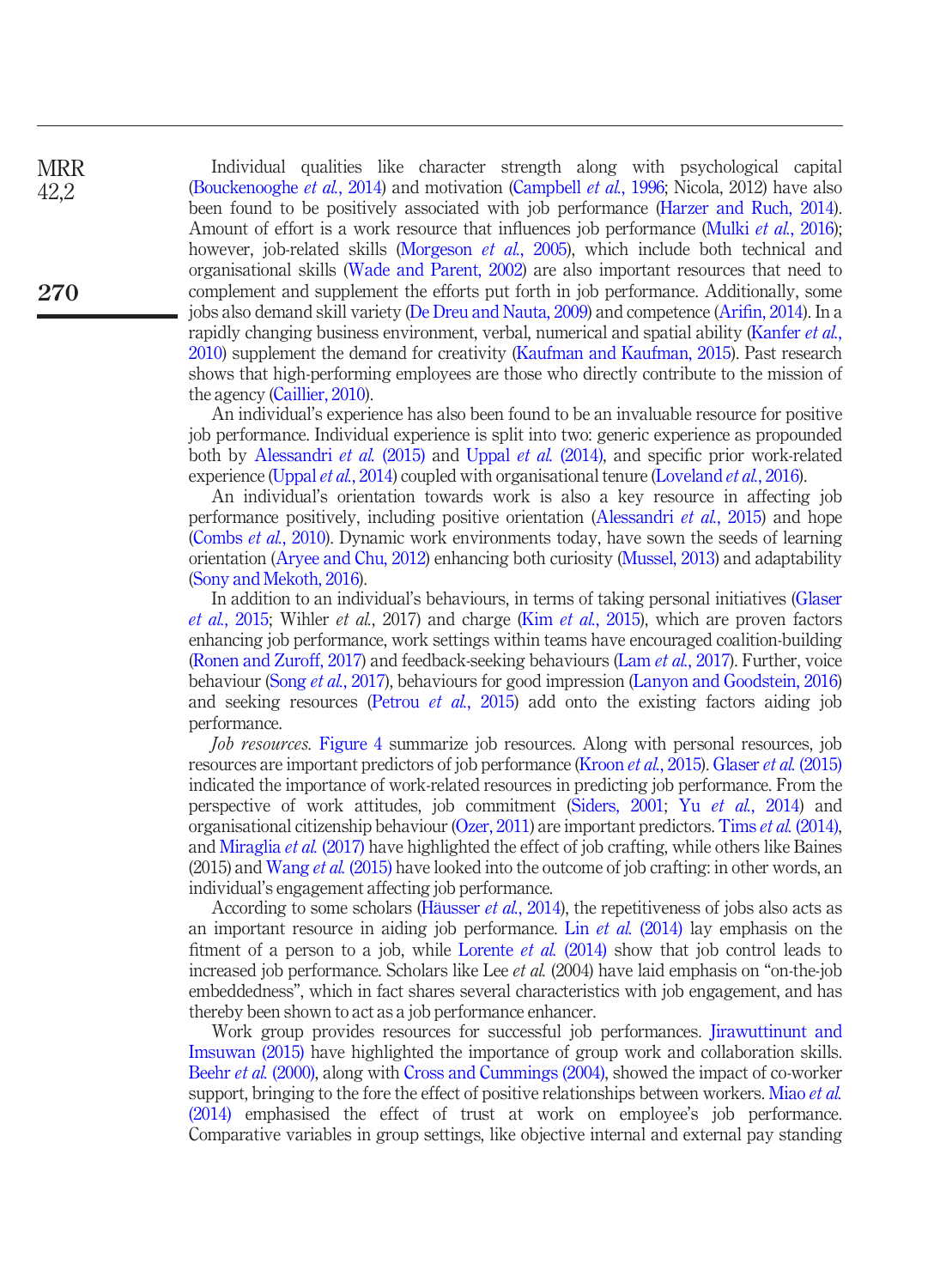Individual qualities like character strength along with psychological capital (Bouckenooghe *et al.*, 2014) and motivation (Campbell *et al.*, 1996; Nicola, 2012) have also been found to be positively associated with job performance (Harzer and Ruch, 2014). Amount of effort is a work resource that influences job performance (Mulki *et al.*, 2016); however, job-related skills (Morgeson *et al.*, 2005), which include both technical and organisational skills (Wade and Parent, 2002) are also important resources that need to complement and supplement the efforts put forth in job performance. Additionally, some jobs also demand skill variety (De Dreu and Nauta, 2009) and competence (Arifin, 2014). In a rapidly changing business environment, verbal, numerical and spatial ability (Kanfer *et al.*, 2010) supplement the demand for creativity (Kaufman and Kaufman, 2015). Past research shows that high-performing employees are those who directly contribute to the mission of the agency (Caillier, 2010).

An individual's experience has also been found to be an invaluable resource for positive job performance. Individual experience is split into two: generic experience as propounded both by Alessandri *et al.* (2015) and Uppal *et al.* (2014), and specific prior work-related experience (Uppal *et al.*, 2014) coupled with organisational tenure (Loveland *et al.*, 2016).

An individual's orientation towards work is also a key resource in affecting job performance positively, including positive orientation (Alessandri *et al.*, 2015) and hope (Combs *et al.*, 2010). Dynamic work environments today, have sown the seeds of learning orientation (Aryee and Chu, 2012) enhancing both curiosity (Mussel, 2013) and adaptability (Sony and Mekoth, 2016).

In addition to an individual's behaviours, in terms of taking personal initiatives (Glaser *et al.*, 2015; Wihler *et al.*, 2017) and charge (Kim *et al.*, 2015), which are proven factors enhancing job performance, work settings within teams have encouraged coalition-building (Ronen and Zuroff, 2017) and feedback-seeking behaviours (Lam *et al.*, 2017). Further, voice behaviour (Song *et al.*, 2017), behaviours for good impression (Lanyon and Goodstein, 2016) and seeking resources (Petrou *et al.*, 2015) add onto the existing factors aiding job performance.

*Job resources.* Figure 4 summarize job resources. Along with personal resources, job resources are important predictors of job performance (Kroon *et al.*, 2015). Glaser *et al.* (2015) indicated the importance of work-related resources in predicting job performance. From the perspective of work attitudes, job commitment (Siders, 2001; Yu *et al.*, 2014) and organisational citizenship behaviour (Ozer, 2011) are important predictors. Tims *et al.* (2014), and Miraglia *et al.* (2017) have highlighted the effect of job crafting, while others like Baines (2015) and Wang *et al.* (2015) have looked into the outcome of job crafting: in other words, an individual's engagement affecting job performance.

According to some scholars (Häusser *et al.*, 2014), the repetitiveness of jobs also acts as an important resource in aiding job performance. Lin *et al.* (2014) lay emphasis on the fitment of a person to a job, while Lorente *et al.* (2014) show that job control leads to increased job performance. Scholars like Lee *et al.* (2004) have laid emphasis on "on-the-job embeddedness", which in fact shares several characteristics with job engagement, and has thereby been shown to act as a job performance enhancer.

Work group provides resources for successful job performances. Jirawuttinunt and Imsuwan (2015) have highlighted the importance of group work and collaboration skills. Beehr *et al.* (2000), along with Cross and Cummings (2004), showed the impact of co-worker support, bringing to the fore the effect of positive relationships between workers. Miao *et al.* (2014) emphasised the effect of trust at work on employee's job performance. Comparative variables in group settings, like objective internal and external pay standing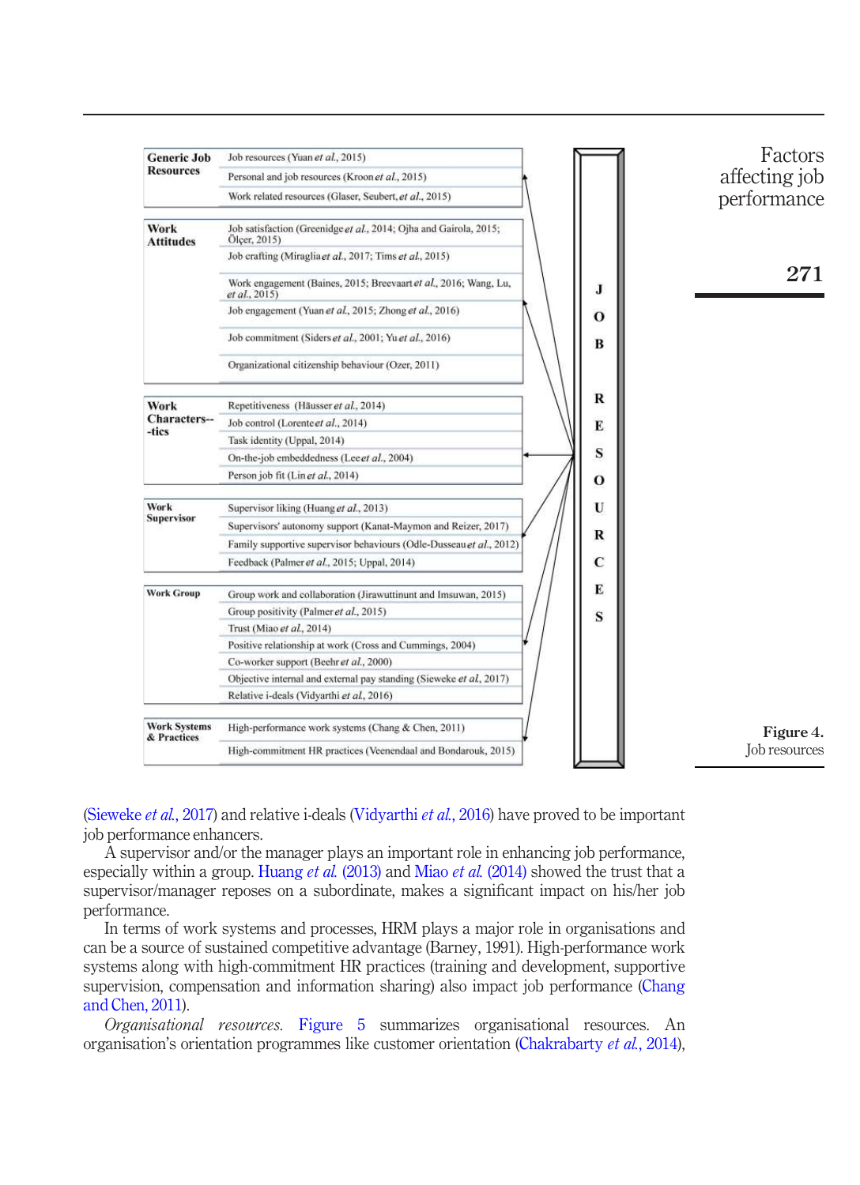| | |
|---|---|
| **Generic Job Resources** | Job resources (Yuan *et al.*, 2015) |
| | Personal and job resources (Kroon *et al.*, 2015) |
| | Work related resources (Glaser, Seubert, *et al.*, 2015) |
| **Work Attitudes** | Job satisfaction (Greenidge *et al.*, 2014; Ojha and Gairola, 2015; Ölçer, 2015) |
| | Job crafting (Miraglia *et al.*, 2017; Tims *et al.*, 2015) |
| | Work engagement (Baines, 2015; Breevaart *et al.*, 2016; Wang, Lu, *et al.*, 2015) |
| | Job engagement (Yuan *et al.*, 2015; Zhong *et al.*, 2016) |
| | Job commitment (Siders *et al.*, 2001; Yu *et al.*, 2016) |
| | Organizational citizenship behaviour (Ozer, 2011) |
| **Work Characteristics** | Repetitiveness (Häusser *et al.*, 2014) |
| | Job control (Lorente *et al.*, 2014) |
| | Task identity (Uppal, 2014) |
| | On-the-job embeddedness (Lee *et al.*, 2004) |
| | Person job fit (Lin *et al.*, 2014) |
| **Work Supervisor** | Supervisor liking (Huang *et al.*, 2013) |
| | Supervisors' autonomy support (Kanat-Maymon and Reizer, 2017) |
| | Family supportive supervisor behaviours (Odle-Dusseau *et al.*, 2012) |
| | Feedback (Palmer *et al.*, 2015; Uppal, 2014) |
| **Work Group** | Group work and collaboration (Jirawuttinunt and Imsuwan, 2015) |
| | Group positivity (Palmer *et al.*, 2015) |
| | Trust (Miao *et al.*, 2014) |
| | Positive relationship at work (Cross and Cummings, 2004) |
| | Co-worker support (Beehr *et al.*, 2000) |
| | Objective internal and external pay standing (Sieweke *et al.*, 2017) |
| | Relative i-deals (Vidyarthi *et al.*, 2016) |
| **Work Systems & Practices** | High-performance work systems (Chang & Chen, 2011) |
| | High-commitment HR practices (Veenendaal and Bondarouk, 2015) |

JOB RESOURCES

**Figure 4.**
Job resources

(Sieweke *et al.*, 2017) and relative i-deals (Vidyarthi *et al.*, 2016) have proved to be important job performance enhancers.

A supervisor and/or the manager plays an important role in enhancing job performance, especially within a group. Huang *et al.* (2013) and Miao *et al.* (2014) showed the trust that a supervisor/manager reposes on a subordinate, makes a significant impact on his/her job performance.

In terms of work systems and processes, HRM plays a major role in organisations and can be a source of sustained competitive advantage (Barney, 1991). High-performance work systems along with high-commitment HR practices (training and development, supportive supervision, compensation and information sharing) also impact job performance (Chang and Chen, 2011).

*Organisational resources.* Figure 5 summarizes organisational resources. An organisation's orientation programmes like customer orientation (Chakrabarty *et al.*, 2014),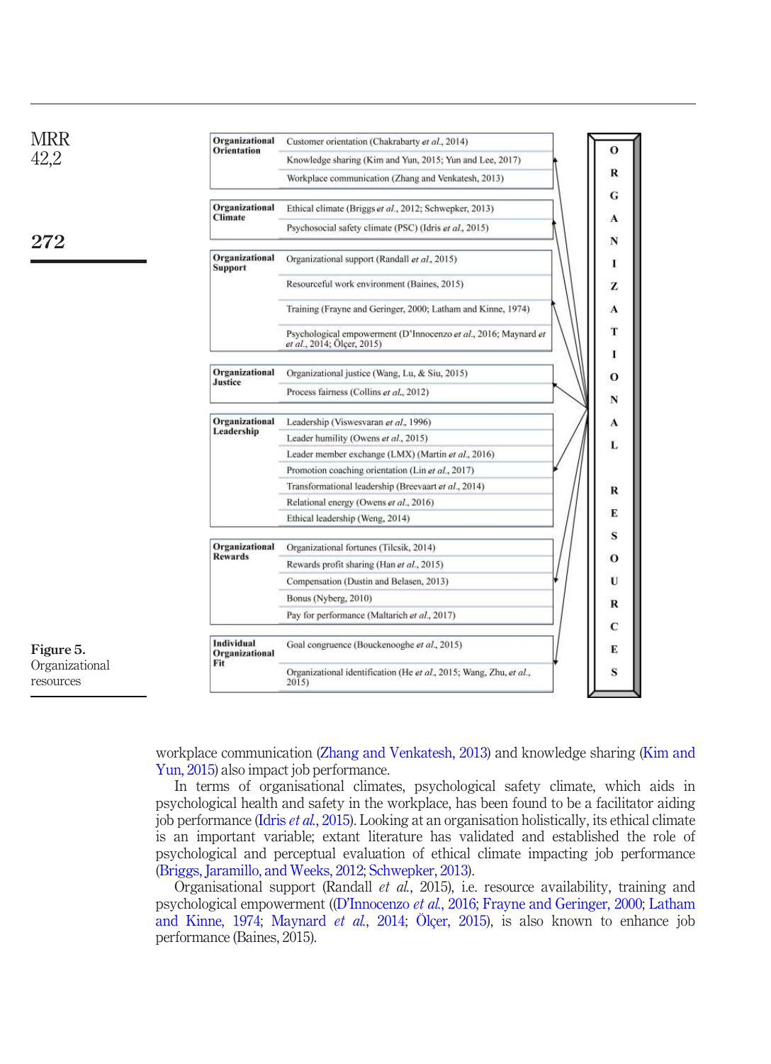| Category | Resource |
|---|---|
| Organizational Orientation | Customer orientation (Chakrabarty *et al.*, 2014) |
| | Knowledge sharing (Kim and Yun, 2015; Yun and Lee, 2017) |
| | Workplace communication (Zhang and Venkatesh, 2013) |
| Organizational Climate | Ethical climate (Briggs *et al.*, 2012; Schwepker, 2013) |
| | Psychosocial safety climate (PSC) (Idris *et al.*, 2015) |
| Organizational Support | Organizational support (Randall *et al.*, 2015) |
| | Resourceful work environment (Baines, 2015) |
| | Training (Frayne and Geringer, 2000; Latham and Kinne, 1974) |
| | Psychological empowerment (D'Innocenzo *et al.*, 2016; Maynard *et al.*, 2014; Ölçer, 2015) |
| Organizational Justice | Organizational justice (Wang, Lu, & Siu, 2015) |
| | Process fairness (Collins *et al.*, 2012) |
| Organizational Leadership | Leadership (Viswesvaran *et al.*, 1996) |
| | Leader humility (Owens *et al.*, 2015) |
| | Leader member exchange (LMX) (Martin *et al.*, 2016) |
| | Promotion coaching orientation (Lin *et al.*, 2017) |
| | Transformational leadership (Breevaart *et al.*, 2014) |
| | Relational energy (Owens *et al.*, 2016) |
| | Ethical leadership (Weng, 2014) |
| Organizational Rewards | Organizational fortunes (Tilcsik, 2014) |
| | Rewards profit sharing (Han *et al.*, 2015) |
| | Compensation (Dustin and Belasen, 2013) |
| | Bonus (Nyberg, 2010) |
| | Pay for performance (Maltarich *et al.*, 2017) |
| Individual Organizational Fit | Goal congruence (Bouckenooghe *et al.*, 2015) |
| | Organizational identification (He *et al.*, 2015; Wang, Zhu, *et al.*, 2015) |

ORGANIZATIONAL RESOURCES

**Figure 5.** Organizational resources

workplace communication (Zhang and Venkatesh, 2013) and knowledge sharing (Kim and Yun, 2015) also impact job performance.

In terms of organisational climates, psychological safety climate, which aids in psychological health and safety in the workplace, has been found to be a facilitator aiding job performance (Idris *et al.*, 2015). Looking at an organisation holistically, its ethical climate is an important variable; extant literature has validated and established the role of psychological and perceptual evaluation of ethical climate impacting job performance (Briggs, Jaramillo, and Weeks, 2012; Schwepker, 2013).

Organisational support (Randall *et al.*, 2015), i.e. resource availability, training and psychological empowerment ((D'Innocenzo *et al.*, 2016; Frayne and Geringer, 2000; Latham and Kinne, 1974; Maynard *et al.*, 2014; Ölçer, 2015), is also known to enhance job performance (Baines, 2015).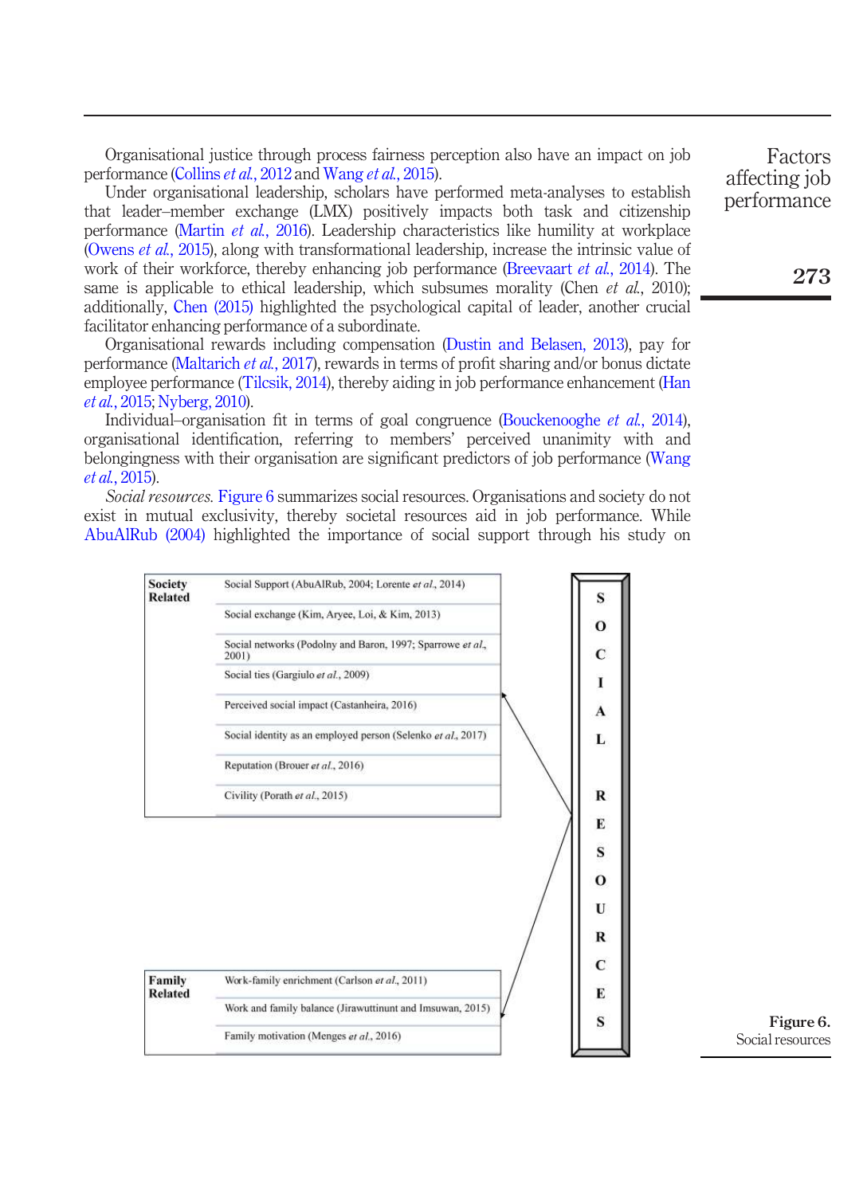Organisational justice through process fairness perception also have an impact on job performance (Collins *et al.*, 2012 and Wang *et al.*, 2015).

Under organisational leadership, scholars have performed meta-analyses to establish that leader–member exchange (LMX) positively impacts both task and citizenship performance (Martin *et al.*, 2016). Leadership characteristics like humility at workplace (Owens *et al.*, 2015), along with transformational leadership, increase the intrinsic value of work of their workforce, thereby enhancing job performance (Breevaart *et al.*, 2014). The same is applicable to ethical leadership, which subsumes morality (Chen *et al.*, 2010); additionally, Chen (2015) highlighted the psychological capital of leader, another crucial facilitator enhancing performance of a subordinate.

Organisational rewards including compensation (Dustin and Belasen, 2013), pay for performance (Maltarich *et al.*, 2017), rewards in terms of profit sharing and/or bonus dictate employee performance (Tilcsik, 2014), thereby aiding in job performance enhancement (Han *et al.*, 2015; Nyberg, 2010).

Individual–organisation fit in terms of goal congruence (Bouckenooghe *et al.*, 2014), organisational identification, referring to members' perceived unanimity with and belongingness with their organisation are significant predictors of job performance (Wang *et al.*, 2015).

*Social resources.* Figure 6 summarizes social resources. Organisations and society do not exist in mutual exclusivity, thereby societal resources aid in job performance. While AbuAlRub (2004) highlighted the importance of social support through his study on

| | |
|---|---|
| **Society Related** | Social Support (AbuAlRub, 2004; Lorente *et al.*, 2014) |
| | Social exchange (Kim, Aryee, Loi, & Kim, 2013) |
| | Social networks (Podolny and Baron, 1997; Sparrowe *et al.*, 2001) |
| | Social ties (Gargiulo *et al.*, 2009) |
| | Perceived social impact (Castanheira, 2016) |
| | Social identity as an employed person (Selenko *et al.*, 2017) |
| | Reputation (Brouer *et al.*, 2016) |
| | Civility (Porath *et al.*, 2015) |
| **Family Related** | Work-family enrichment (Carlson *et al.*, 2011) |
| | Work and family balance (Jirawuttinunt and Imsuwan, 2015) |
| | Family motivation (Menges *et al.*, 2016) |

SOCIAL RESOURCES

**Figure 6.**
Social resources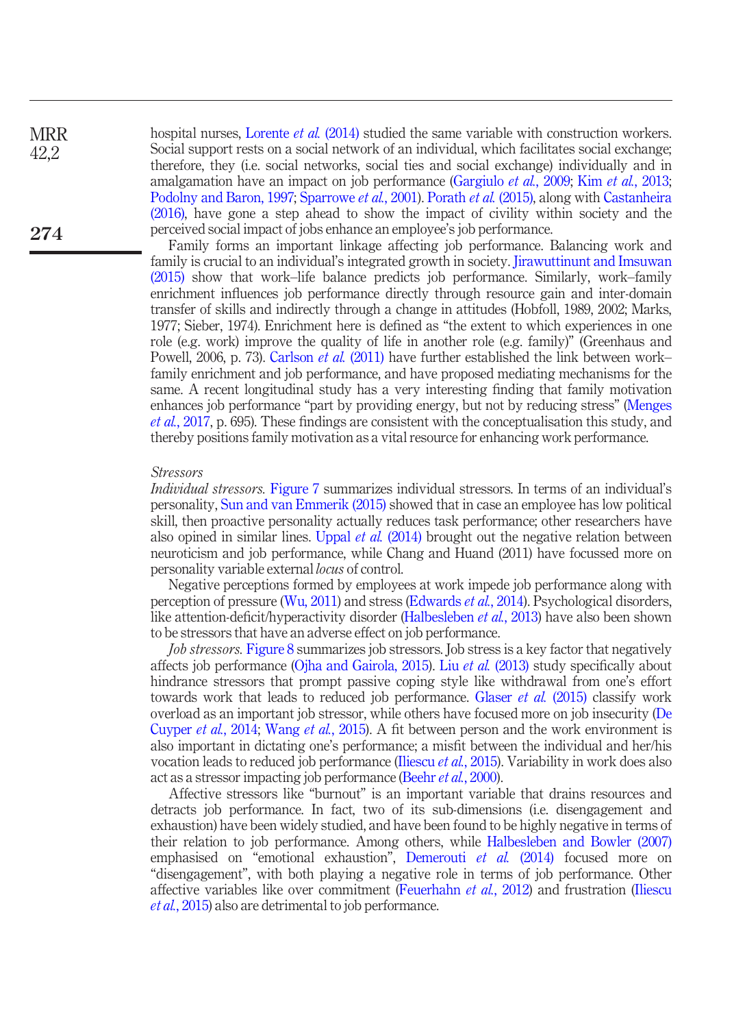hospital nurses, Lorente *et al.* (2014) studied the same variable with construction workers. Social support rests on a social network of an individual, which facilitates social exchange; therefore, they (i.e. social networks, social ties and social exchange) individually and in amalgamation have an impact on job performance (Gargiulo *et al.*, 2009; Kim *et al.*, 2013; Podolny and Baron, 1997; Sparrowe *et al.*, 2001). Porath *et al.* (2015), along with Castanheira (2016), have gone a step ahead to show the impact of civility within society and the perceived social impact of jobs enhance an employee's job performance.

Family forms an important linkage affecting job performance. Balancing work and family is crucial to an individual's integrated growth in society. Jirawuttinunt and Imsuwan (2015) show that work–life balance predicts job performance. Similarly, work–family enrichment influences job performance directly through resource gain and inter-domain transfer of skills and indirectly through a change in attitudes (Hobfoll, 1989, 2002; Marks, 1977; Sieber, 1974). Enrichment here is defined as "the extent to which experiences in one role (e.g. work) improve the quality of life in another role (e.g. family)" (Greenhaus and Powell, 2006, p. 73). Carlson *et al.* (2011) have further established the link between work–family enrichment and job performance, and have proposed mediating mechanisms for the same. A recent longitudinal study has a very interesting finding that family motivation enhances job performance "part by providing energy, but not by reducing stress" (Menges *et al.*, 2017, p. 695). These findings are consistent with the conceptualisation this study, and thereby positions family motivation as a vital resource for enhancing work performance.

*Stressors*

*Individual stressors.* Figure 7 summarizes individual stressors. In terms of an individual's personality, Sun and van Emmerik (2015) showed that in case an employee has low political skill, then proactive personality actually reduces task performance; other researchers have also opined in similar lines. Uppal *et al.* (2014) brought out the negative relation between neuroticism and job performance, while Chang and Huand (2011) have focussed more on personality variable external *locus* of control.

Negative perceptions formed by employees at work impede job performance along with perception of pressure (Wu, 2011) and stress (Edwards *et al.*, 2014). Psychological disorders, like attention-deficit/hyperactivity disorder (Halbesleben *et al.*, 2013) have also been shown to be stressors that have an adverse effect on job performance.

*Job stressors.* Figure 8 summarizes job stressors. Job stress is a key factor that negatively affects job performance (Ojha and Gairola, 2015). Liu *et al.* (2013) study specifically about hindrance stressors that prompt passive coping style like withdrawal from one's effort towards work that leads to reduced job performance. Glaser *et al.* (2015) classify work overload as an important job stressor, while others have focused more on job insecurity (De Cuyper *et al.*, 2014; Wang *et al.*, 2015). A fit between person and the work environment is also important in dictating one's performance; a misfit between the individual and her/his vocation leads to reduced job performance (Iliescu *et al.*, 2015). Variability in work does also act as a stressor impacting job performance (Beehr *et al.*, 2000).

Affective stressors like "burnout" is an important variable that drains resources and detracts job performance. In fact, two of its sub-dimensions (i.e. disengagement and exhaustion) have been widely studied, and have been found to be highly negative in terms of their relation to job performance. Among others, while Halbesleben and Bowler (2007) emphasised on "emotional exhaustion", Demerouti *et al.* (2014) focused more on "disengagement", with both playing a negative role in terms of job performance. Other affective variables like over commitment (Feuerhahn *et al.*, 2012) and frustration (Iliescu *et al.*, 2015) also are detrimental to job performance.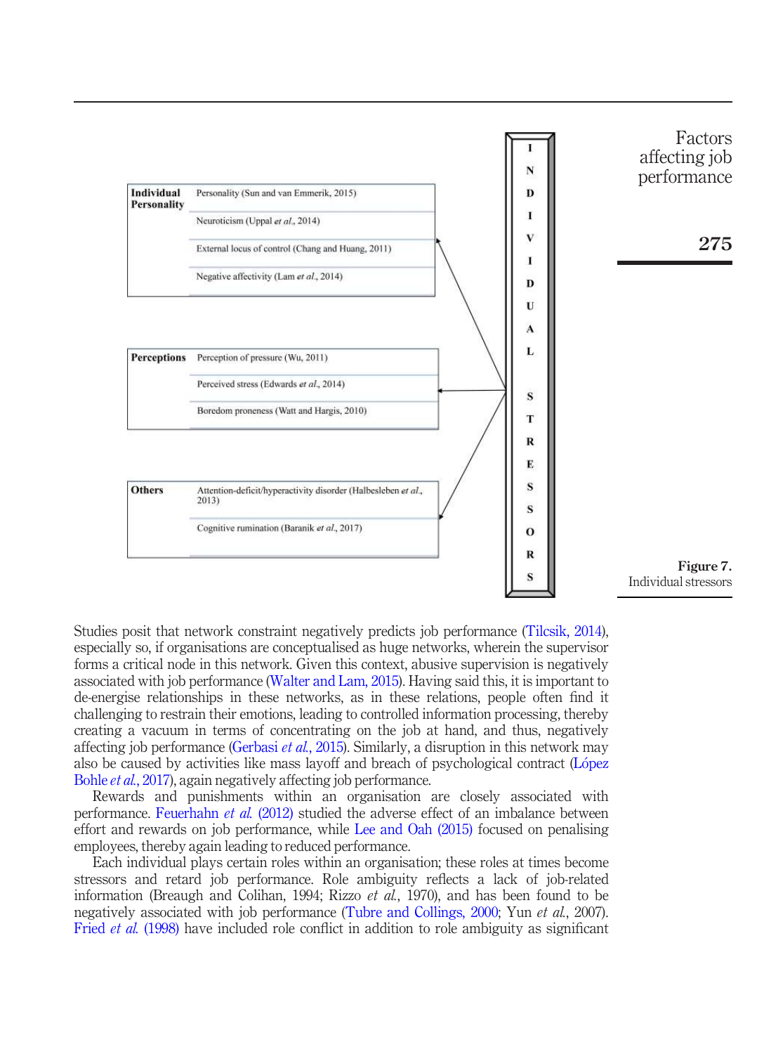| Individual Personality | Personality (Sun and van Emmerik, 2015) |
| --- | --- |
| | Neuroticism (Uppal *et al.*, 2014) |
| | External locus of control (Chang and Huang, 2011) |
| | Negative affectivity (Lam *et al.*, 2014) |

| Perceptions | Perception of pressure (Wu, 2011) |
| --- | --- |
| | Perceived stress (Edwards *et al.*, 2014) |
| | Boredom proneness (Watt and Hargis, 2010) |

| Others | Attention-deficit/hyperactivity disorder (Halbesleben *et al.*, 2013) |
| --- | --- |
| | Cognitive rumination (Baranik *et al.*, 2017) |

INDIVIDUAL STRESSORS

**Figure 7.**
Individual stressors

Studies posit that network constraint negatively predicts job performance (Tilcsik, 2014), especially so, if organisations are conceptualised as huge networks, wherein the supervisor forms a critical node in this network. Given this context, abusive supervision is negatively associated with job performance (Walter and Lam, 2015). Having said this, it is important to de-energise relationships in these networks, as in these relations, people often find it challenging to restrain their emotions, leading to controlled information processing, thereby creating a vacuum in terms of concentrating on the job at hand, and thus, negatively affecting job performance (Gerbasi *et al.*, 2015). Similarly, a disruption in this network may also be caused by activities like mass layoff and breach of psychological contract (López Bohle *et al.*, 2017), again negatively affecting job performance.

Rewards and punishments within an organisation are closely associated with performance. Feuerhahn *et al.* (2012) studied the adverse effect of an imbalance between effort and rewards on job performance, while Lee and Oah (2015) focused on penalising employees, thereby again leading to reduced performance.

Each individual plays certain roles within an organisation; these roles at times become stressors and retard job performance. Role ambiguity reflects a lack of job-related information (Breaugh and Colihan, 1994; Rizzo *et al.*, 1970), and has been found to be negatively associated with job performance (Tubre and Collings, 2000; Yun *et al.*, 2007). Fried *et al.* (1998) have included role conflict in addition to role ambiguity as significant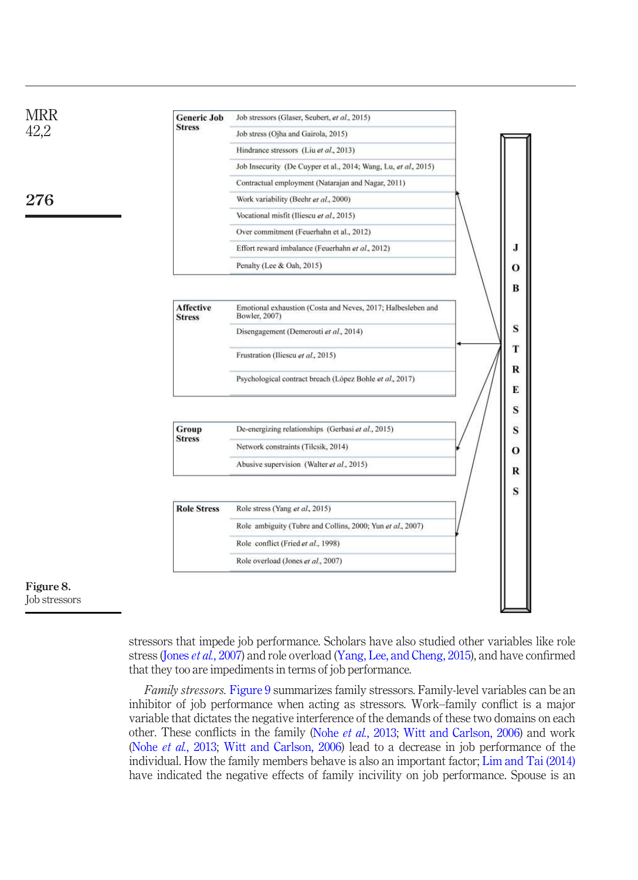| Category | Stressor |
| --- | --- |
| **Generic Job Stress** | Job stressors (Glaser, Seubert, *et al.*, 2015) |
| | Job stress (Ojha and Gairola, 2015) |
| | Hindrance stressors (Liu *et al.*, 2013) |
| | Job Insecurity (De Cuyper et al., 2014; Wang, Lu, *et al.*, 2015) |
| | Contractual employment (Natarajan and Nagar, 2011) |
| | Work variability (Beehr *et al.*, 2000) |
| | Vocational misfit (Iliescu *et al.*, 2015) |
| | Over commitment (Feuerhahn et al., 2012) |
| | Effort reward imbalance (Feuerhahn *et al.*, 2012) |
| | Penalty (Lee & Oah, 2015) |
| **Affective Stress** | Emotional exhaustion (Costa and Neves, 2017; Halbesleben and Bowler, 2007) |
| | Disengagement (Demerouti *et al.*, 2014) |
| | Frustration (Iliescu *et al.*, 2015) |
| | Psychological contract breach (López Bohle *et al.*, 2017) |
| **Group Stress** | De-energizing relationships (Gerbasi *et al.*, 2015) |
| | Network constraints (Tilcsik, 2014) |
| | Abusive supervision (Walter *et al.*, 2015) |
| **Role Stress** | Role stress (Yang *et al.*, 2015) |
| | Role ambiguity (Tubre and Collins, 2000; Yun *et al.*, 2007) |
| | Role conflict (Fried *et al.*, 1998) |
| | Role overload (Jones *et al.*, 2007) |

JOB STRESSORS

**Figure 8.**
Job stressors

stressors that impede job performance. Scholars have also studied other variables like role stress (Jones *et al.*, 2007) and role overload (Yang, Lee, and Cheng, 2015), and have confirmed that they too are impediments in terms of job performance.

*Family stressors.* Figure 9 summarizes family stressors. Family-level variables can be an inhibitor of job performance when acting as stressors. Work–family conflict is a major variable that dictates the negative interference of the demands of these two domains on each other. These conflicts in the family (Nohe *et al.*, 2013; Witt and Carlson, 2006) and work (Nohe *et al.*, 2013; Witt and Carlson, 2006) lead to a decrease in job performance of the individual. How the family members behave is also an important factor; Lim and Tai (2014) have indicated the negative effects of family incivility on job performance. Spouse is an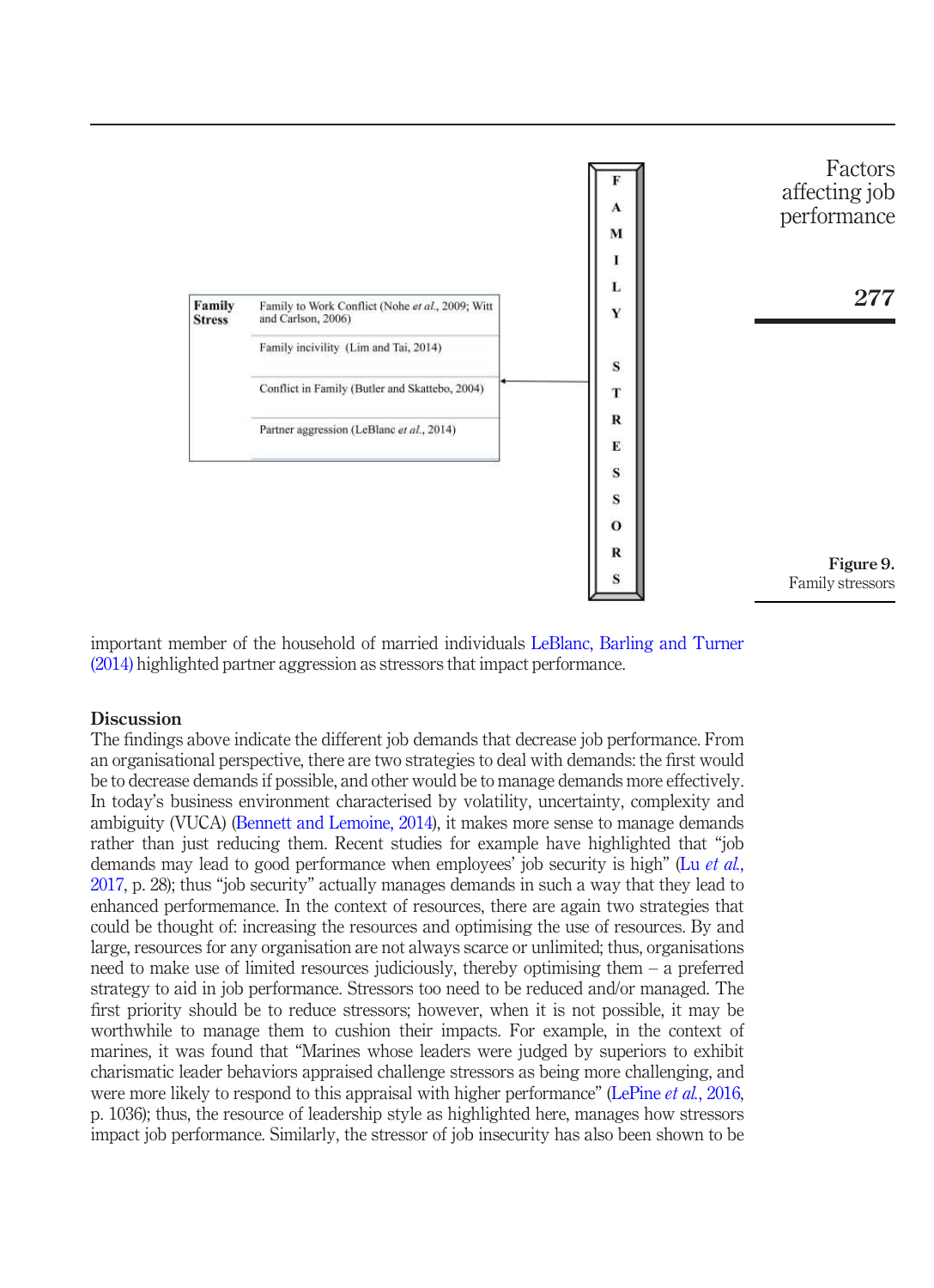| Family Stress | |
|---|---|
| | Family to Work Conflict (Nohe *et al.*, 2009; Witt and Carlson, 2006) |
| | Family incivility (Lim and Tai, 2014) |
| | Conflict in Family (Butler and Skattebo, 2004) |
| | Partner aggression (LeBlanc *et al.*, 2014) |

FAMILY STRESSORS

**Figure 9.** Family stressors

important member of the household of married individuals LeBlanc, Barling and Turner (2014) highlighted partner aggression as stressors that impact performance.

## Discussion

The findings above indicate the different job demands that decrease job performance. From an organisational perspective, there are two strategies to deal with demands: the first would be to decrease demands if possible, and other would be to manage demands more effectively. In today's business environment characterised by volatility, uncertainty, complexity and ambiguity (VUCA) (Bennett and Lemoine, 2014), it makes more sense to manage demands rather than just reducing them. Recent studies for example have highlighted that "job demands may lead to good performance when employees' job security is high" (Lu *et al.*, 2017, p. 28); thus "job security" actually manages demands in such a way that they lead to enhanced performemance. In the context of resources, there are again two strategies that could be thought of: increasing the resources and optimising the use of resources. By and large, resources for any organisation are not always scarce or unlimited; thus, organisations need to make use of limited resources judiciously, thereby optimising them – a preferred strategy to aid in job performance. Stressors too need to be reduced and/or managed. The first priority should be to reduce stressors; however, when it is not possible, it may be worthwhile to manage them to cushion their impacts. For example, in the context of marines, it was found that "Marines whose leaders were judged by superiors to exhibit charismatic leader behaviors appraised challenge stressors as being more challenging, and were more likely to respond to this appraisal with higher performance" (LePine *et al.*, 2016, p. 1036); thus, the resource of leadership style as highlighted here, manages how stressors impact job performance. Similarly, the stressor of job insecurity has also been shown to be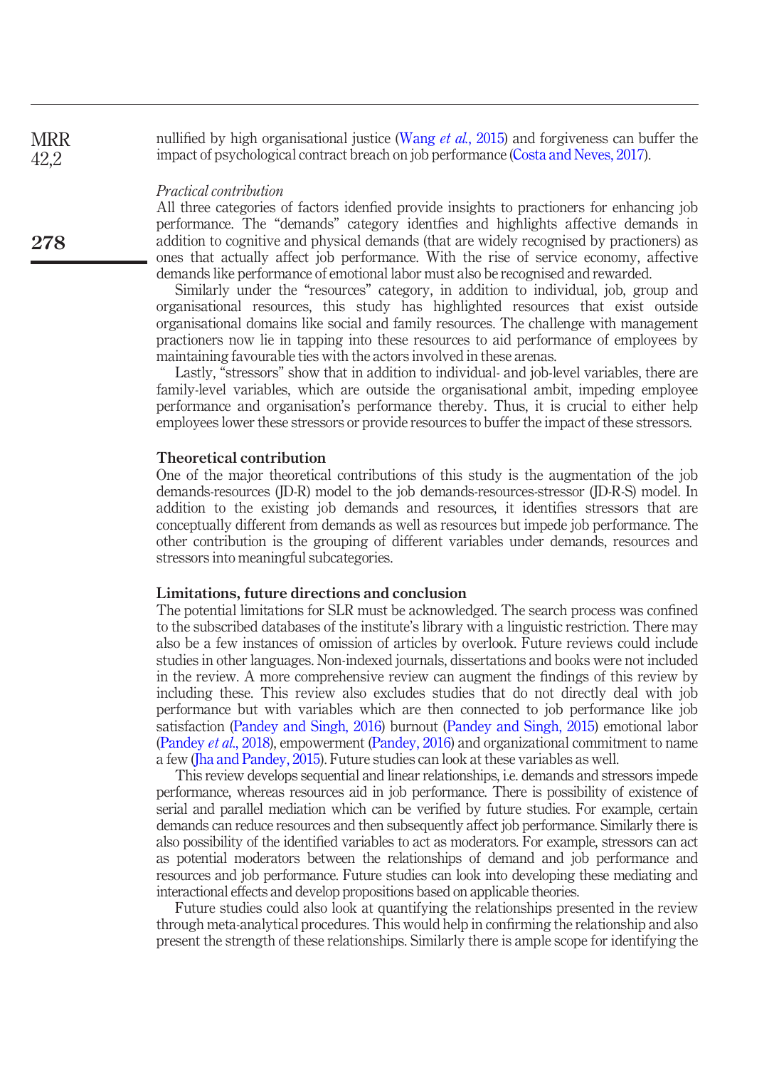nullified by high organisational justice (Wang *et al.*, 2015) and forgiveness can buffer the impact of psychological contract breach on job performance (Costa and Neves, 2017).

*Practical contribution*

All three categories of factors idenfied provide insights to practioners for enhancing job performance. The "demands" category identfies and highlights affective demands in addition to cognitive and physical demands (that are widely recognised by practioners) as ones that actually affect job performance. With the rise of service economy, affective demands like performance of emotional labor must also be recognised and rewarded.

Similarly under the "resources" category, in addition to individual, job, group and organisational resources, this study has highlighted resources that exist outside organisational domains like social and family resources. The challenge with management practioners now lie in tapping into these resources to aid performance of employees by maintaining favourable ties with the actors involved in these arenas.

Lastly, "stressors" show that in addition to individual- and job-level variables, there are family-level variables, which are outside the organisational ambit, impeding employee performance and organisation's performance thereby. Thus, it is crucial to either help employees lower these stressors or provide resources to buffer the impact of these stressors.

## Theoretical contribution

One of the major theoretical contributions of this study is the augmentation of the job demands-resources (JD-R) model to the job demands-resources-stressor (JD-R-S) model. In addition to the existing job demands and resources, it identifies stressors that are conceptually different from demands as well as resources but impede job performance. The other contribution is the grouping of different variables under demands, resources and stressors into meaningful subcategories.

## Limitations, future directions and conclusion

The potential limitations for SLR must be acknowledged. The search process was confined to the subscribed databases of the institute's library with a linguistic restriction. There may also be a few instances of omission of articles by overlook. Future reviews could include studies in other languages. Non-indexed journals, dissertations and books were not included in the review. A more comprehensive review can augment the findings of this review by including these. This review also excludes studies that do not directly deal with job performance but with variables which are then connected to job performance like job satisfaction (Pandey and Singh, 2016) burnout (Pandey and Singh, 2015) emotional labor (Pandey *et al.*, 2018), empowerment (Pandey, 2016) and organizational commitment to name a few (Jha and Pandey, 2015). Future studies can look at these variables as well.

This review develops sequential and linear relationships, i.e. demands and stressors impede performance, whereas resources aid in job performance. There is possibility of existence of serial and parallel mediation which can be verified by future studies. For example, certain demands can reduce resources and then subsequently affect job performance. Similarly there is also possibility of the identified variables to act as moderators. For example, stressors can act as potential moderators between the relationships of demand and job performance and resources and job performance. Future studies can look into developing these mediating and interactional effects and develop propositions based on applicable theories.

Future studies could also look at quantifying the relationships presented in the review through meta-analytical procedures. This would help in confirming the relationship and also present the strength of these relationships. Similarly there is ample scope for identifying the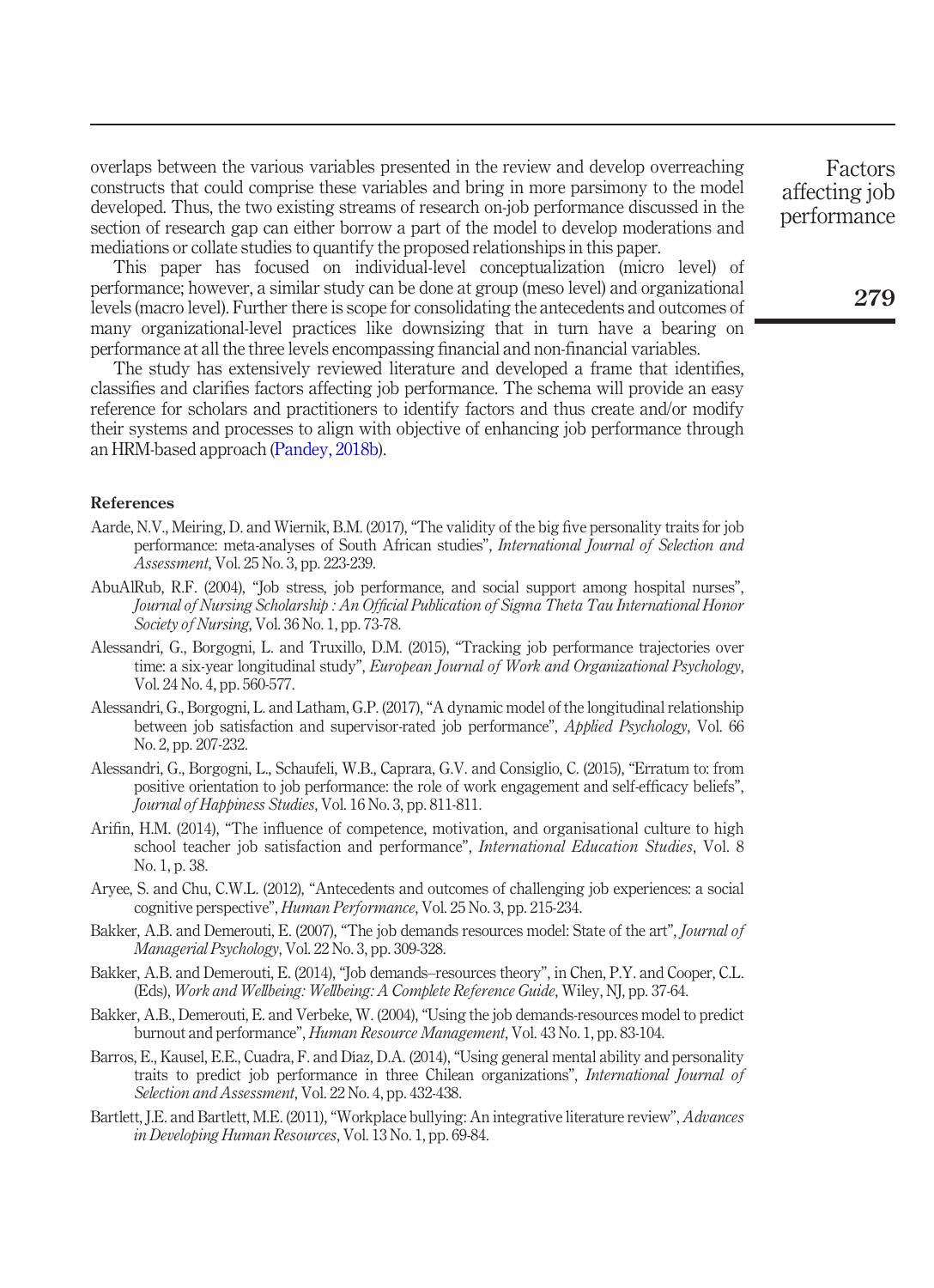overlaps between the various variables presented in the review and develop overreaching constructs that could comprise these variables and bring in more parsimony to the model developed. Thus, the two existing streams of research on-job performance discussed in the section of research gap can either borrow a part of the model to develop moderations and mediations or collate studies to quantify the proposed relationships in this paper.

This paper has focused on individual-level conceptualization (micro level) of performance; however, a similar study can be done at group (meso level) and organizational levels (macro level). Further there is scope for consolidating the antecedents and outcomes of many organizational-level practices like downsizing that in turn have a bearing on performance at all the three levels encompassing financial and non-financial variables.

The study has extensively reviewed literature and developed a frame that identifies, classifies and clarifies factors affecting job performance. The schema will provide an easy reference for scholars and practitioners to identify factors and thus create and/or modify their systems and processes to align with objective of enhancing job performance through an HRM-based approach (Pandey, 2018b).

## References

Aarde, N.V., Meiring, D. and Wiernik, B.M. (2017), "The validity of the big five personality traits for job performance: meta-analyses of South African studies", *International Journal of Selection and Assessment*, Vol. 25 No. 3, pp. 223-239.

AbuAlRub, R.F. (2004), "Job stress, job performance, and social support among hospital nurses", *Journal of Nursing Scholarship : An Official Publication of Sigma Theta Tau International Honor Society of Nursing*, Vol. 36 No. 1, pp. 73-78.

Alessandri, G., Borgogni, L. and Truxillo, D.M. (2015), "Tracking job performance trajectories over time: a six-year longitudinal study", *European Journal of Work and Organizational Psychology*, Vol. 24 No. 4, pp. 560-577.

Alessandri, G., Borgogni, L. and Latham, G.P. (2017), "A dynamic model of the longitudinal relationship between job satisfaction and supervisor-rated job performance", *Applied Psychology*, Vol. 66 No. 2, pp. 207-232.

Alessandri, G., Borgogni, L., Schaufeli, W.B., Caprara, G.V. and Consiglio, C. (2015), "Erratum to: from positive orientation to job performance: the role of work engagement and self-efficacy beliefs", *Journal of Happiness Studies*, Vol. 16 No. 3, pp. 811-811.

Arifin, H.M. (2014), "The influence of competence, motivation, and organisational culture to high school teacher job satisfaction and performance", *International Education Studies*, Vol. 8 No. 1, p. 38.

Aryee, S. and Chu, C.W.L. (2012), "Antecedents and outcomes of challenging job experiences: a social cognitive perspective", *Human Performance*, Vol. 25 No. 3, pp. 215-234.

Bakker, A.B. and Demerouti, E. (2007), "The job demands resources model: State of the art", *Journal of Managerial Psychology*, Vol. 22 No. 3, pp. 309-328.

Bakker, A.B. and Demerouti, E. (2014), "Job demands–resources theory", in Chen, P.Y. and Cooper, C.L. (Eds), *Work and Wellbeing: Wellbeing: A Complete Reference Guide*, Wiley, NJ, pp. 37-64.

Bakker, A.B., Demerouti, E. and Verbeke, W. (2004), "Using the job demands-resources model to predict burnout and performance", *Human Resource Management*, Vol. 43 No. 1, pp. 83-104.

Barros, E., Kausel, E.E., Cuadra, F. and Díaz, D.A. (2014), "Using general mental ability and personality traits to predict job performance in three Chilean organizations", *International Journal of Selection and Assessment*, Vol. 22 No. 4, pp. 432-438.

Bartlett, J.E. and Bartlett, M.E. (2011), "Workplace bullying: An integrative literature review", *Advances in Developing Human Resources*, Vol. 13 No. 1, pp. 69-84.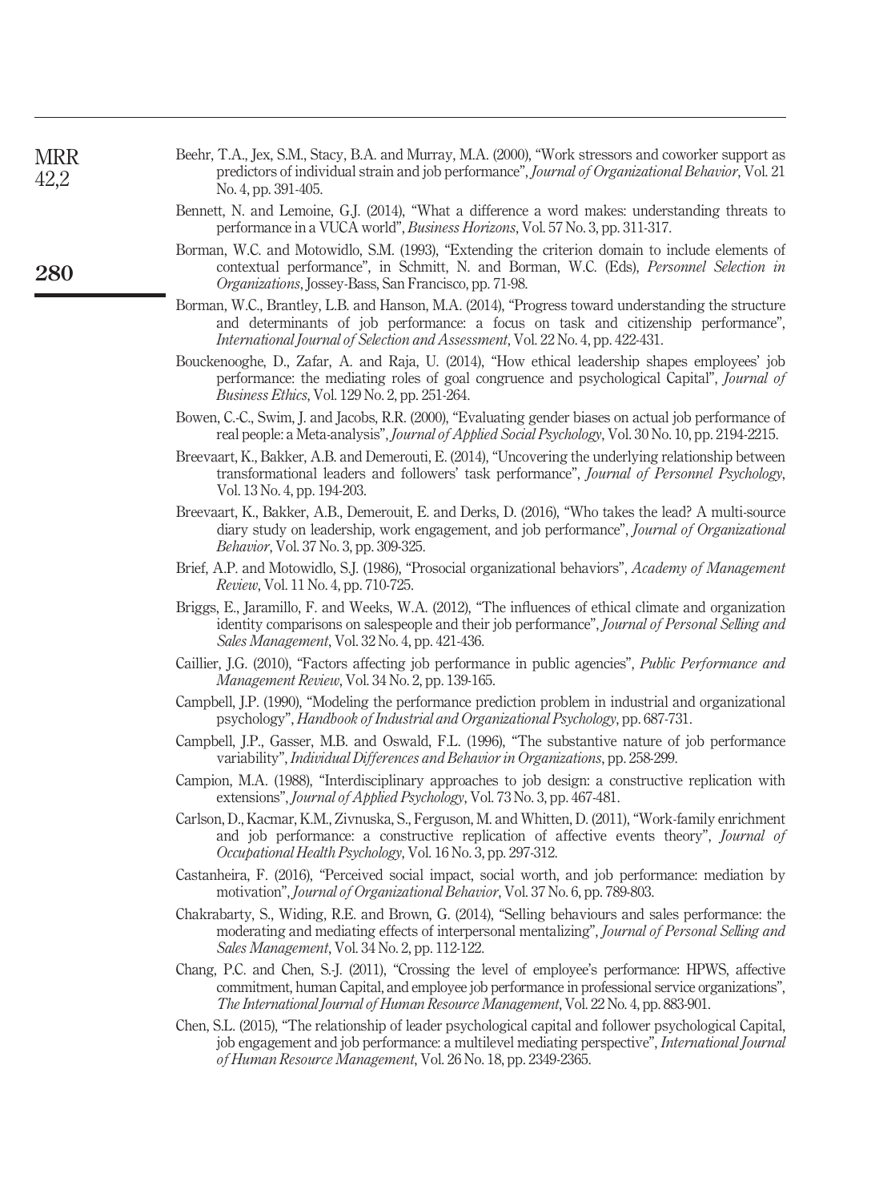Beehr, T.A., Jex, S.M., Stacy, B.A. and Murray, M.A. (2000), "Work stressors and coworker support as predictors of individual strain and job performance", *Journal of Organizational Behavior*, Vol. 21 No. 4, pp. 391-405.

Bennett, N. and Lemoine, G.J. (2014), "What a difference a word makes: understanding threats to performance in a VUCA world", *Business Horizons*, Vol. 57 No. 3, pp. 311-317.

Borman, W.C. and Motowidlo, S.M. (1993), "Extending the criterion domain to include elements of contextual performance", in Schmitt, N. and Borman, W.C. (Eds), *Personnel Selection in Organizations*, Jossey-Bass, San Francisco, pp. 71-98.

Borman, W.C., Brantley, L.B. and Hanson, M.A. (2014), "Progress toward understanding the structure and determinants of job performance: a focus on task and citizenship performance", *International Journal of Selection and Assessment*, Vol. 22 No. 4, pp. 422-431.

Bouckenooghe, D., Zafar, A. and Raja, U. (2014), "How ethical leadership shapes employees' job performance: the mediating roles of goal congruence and psychological Capital", *Journal of Business Ethics*, Vol. 129 No. 2, pp. 251-264.

Bowen, C.-C., Swim, J. and Jacobs, R.R. (2000), "Evaluating gender biases on actual job performance of real people: a Meta-analysis", *Journal of Applied Social Psychology*, Vol. 30 No. 10, pp. 2194-2215.

Breevaart, K., Bakker, A.B. and Demerouti, E. (2014), "Uncovering the underlying relationship between transformational leaders and followers' task performance", *Journal of Personnel Psychology*, Vol. 13 No. 4, pp. 194-203.

Breevaart, K., Bakker, A.B., Demerouit, E. and Derks, D. (2016), "Who takes the lead? A multi-source diary study on leadership, work engagement, and job performance", *Journal of Organizational Behavior*, Vol. 37 No. 3, pp. 309-325.

Brief, A.P. and Motowidlo, S.J. (1986), "Prosocial organizational behaviors", *Academy of Management Review*, Vol. 11 No. 4, pp. 710-725.

Briggs, E., Jaramillo, F. and Weeks, W.A. (2012), "The influences of ethical climate and organization identity comparisons on salespeople and their job performance", *Journal of Personal Selling and Sales Management*, Vol. 32 No. 4, pp. 421-436.

Caillier, J.G. (2010), "Factors affecting job performance in public agencies", *Public Performance and Management Review*, Vol. 34 No. 2, pp. 139-165.

Campbell, J.P. (1990), "Modeling the performance prediction problem in industrial and organizational psychology", *Handbook of Industrial and Organizational Psychology*, pp. 687-731.

Campbell, J.P., Gasser, M.B. and Oswald, F.L. (1996), "The substantive nature of job performance variability", *Individual Differences and Behavior in Organizations*, pp. 258-299.

Campion, M.A. (1988), "Interdisciplinary approaches to job design: a constructive replication with extensions", *Journal of Applied Psychology*, Vol. 73 No. 3, pp. 467-481.

Carlson, D., Kacmar, K.M., Zivnuska, S., Ferguson, M. and Whitten, D. (2011), "Work-family enrichment and job performance: a constructive replication of affective events theory", *Journal of Occupational Health Psychology*, Vol. 16 No. 3, pp. 297-312.

Castanheira, F. (2016), "Perceived social impact, social worth, and job performance: mediation by motivation", *Journal of Organizational Behavior*, Vol. 37 No. 6, pp. 789-803.

Chakrabarty, S., Widing, R.E. and Brown, G. (2014), "Selling behaviours and sales performance: the moderating and mediating effects of interpersonal mentalizing", *Journal of Personal Selling and Sales Management*, Vol. 34 No. 2, pp. 112-122.

Chang, P.C. and Chen, S.-J. (2011), "Crossing the level of employee's performance: HPWS, affective commitment, human Capital, and employee job performance in professional service organizations", *The International Journal of Human Resource Management*, Vol. 22 No. 4, pp. 883-901.

Chen, S.L. (2015), "The relationship of leader psychological capital and follower psychological Capital, job engagement and job performance: a multilevel mediating perspective", *International Journal of Human Resource Management*, Vol. 26 No. 18, pp. 2349-2365.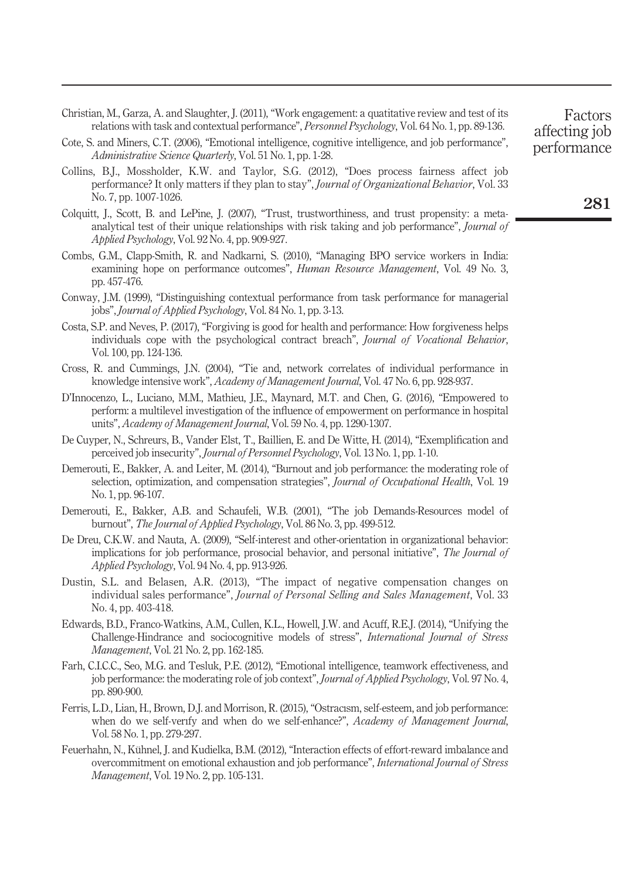Christian, M., Garza, A. and Slaughter, J. (2011), "Work engagement: a quatitative review and test of its relations with task and contextual performance", *Personnel Psychology*, Vol. 64 No. 1, pp. 89-136.

Cote, S. and Miners, C.T. (2006), "Emotional intelligence, cognitive intelligence, and job performance", *Administrative Science Quarterly*, Vol. 51 No. 1, pp. 1-28.

Collins, B.J., Mossholder, K.W. and Taylor, S.G. (2012), "Does process fairness affect job performance? It only matters if they plan to stay", *Journal of Organizational Behavior*, Vol. 33 No. 7, pp. 1007-1026.

Colquitt, J., Scott, B. and LePine, J. (2007), "Trust, trustworthiness, and trust propensity: a meta-analytical test of their unique relationships with risk taking and job performance", *Journal of Applied Psychology*, Vol. 92 No. 4, pp. 909-927.

Combs, G.M., Clapp-Smith, R. and Nadkarni, S. (2010), "Managing BPO service workers in India: examining hope on performance outcomes", *Human Resource Management*, Vol. 49 No. 3, pp. 457-476.

Conway, J.M. (1999), "Distinguishing contextual performance from task performance for managerial jobs", *Journal of Applied Psychology*, Vol. 84 No. 1, pp. 3-13.

Costa, S.P. and Neves, P. (2017), "Forgiving is good for health and performance: How forgiveness helps individuals cope with the psychological contract breach", *Journal of Vocational Behavior*, Vol. 100, pp. 124-136.

Cross, R. and Cummings, J.N. (2004), "Tie and, network correlates of individual performance in knowledge intensive work", *Academy of Management Journal*, Vol. 47 No. 6, pp. 928-937.

D'Innocenzo, L., Luciano, M.M., Mathieu, J.E., Maynard, M.T. and Chen, G. (2016), "Empowered to perform: a multilevel investigation of the influence of empowerment on performance in hospital units", *Academy of Management Journal*, Vol. 59 No. 4, pp. 1290-1307.

De Cuyper, N., Schreurs, B., Vander Elst, T., Baillien, E. and De Witte, H. (2014), "Exemplification and perceived job insecurity", *Journal of Personnel Psychology*, Vol. 13 No. 1, pp. 1-10.

Demerouti, E., Bakker, A. and Leiter, M. (2014), "Burnout and job performance: the moderating role of selection, optimization, and compensation strategies", *Journal of Occupational Health*, Vol. 19 No. 1, pp. 96-107.

Demerouti, E., Bakker, A.B. and Schaufeli, W.B. (2001), "The job Demands-Resources model of burnout", *The Journal of Applied Psychology*, Vol. 86 No. 3, pp. 499-512.

De Dreu, C.K.W. and Nauta, A. (2009), "Self-interest and other-orientation in organizational behavior: implications for job performance, prosocial behavior, and personal initiative", *The Journal of Applied Psychology*, Vol. 94 No. 4, pp. 913-926.

Dustin, S.L. and Belasen, A.R. (2013), "The impact of negative compensation changes on individual sales performance", *Journal of Personal Selling and Sales Management*, Vol. 33 No. 4, pp. 403-418.

Edwards, B.D., Franco-Watkins, A.M., Cullen, K.L., Howell, J.W. and Acuff, R.E.J. (2014), "Unifying the Challenge-Hindrance and sociocognitive models of stress", *International Journal of Stress Management*, Vol. 21 No. 2, pp. 162-185.

Farh, C.I.C.C., Seo, M.G. and Tesluk, P.E. (2012), "Emotional intelligence, teamwork effectiveness, and job performance: the moderating role of job context", *Journal of Applied Psychology*, Vol. 97 No. 4, pp. 890-900.

Ferris, L.D., Lian, H., Brown, D.J. and Morrison, R. (2015), "Ostracısm, self-esteem, and job performance: when do we self-verıfy and when do we self-enhance?", *Academy of Management Journal*, Vol. 58 No. 1, pp. 279-297.

Feuerhahn, N., Kühnel, J. and Kudielka, B.M. (2012), "Interaction effects of effort-reward imbalance and overcommitment on emotional exhaustion and job performance", *International Journal of Stress Management*, Vol. 19 No. 2, pp. 105-131.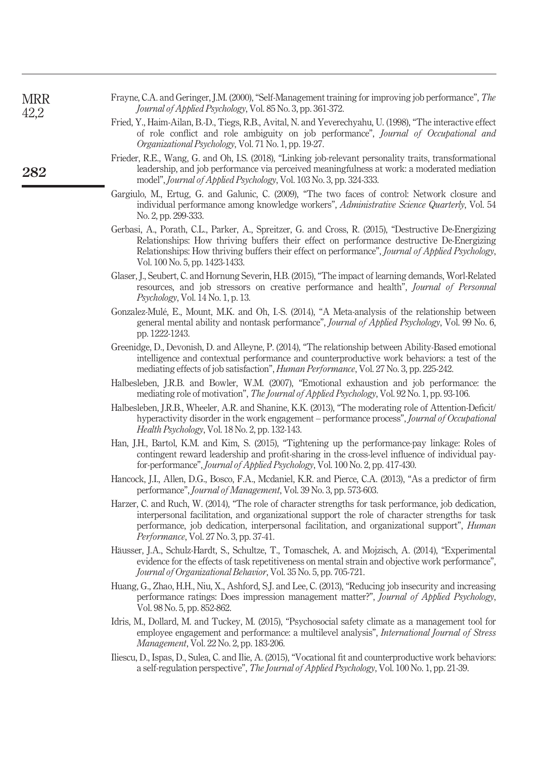Frayne, C.A. and Geringer, J.M. (2000), "Self-Management training for improving job performance", *The Journal of Applied Psychology*, Vol. 85 No. 3, pp. 361-372.

Fried, Y., Haim-Ailan, B.-D., Tiegs, R.B., Avital, N. and Yeverechyahu, U. (1998), "The interactive effect of role conflict and role ambiguity on job performance", *Journal of Occupational and Organizational Psychology*, Vol. 71 No. 1, pp. 19-27.

Frieder, R.E., Wang, G. and Oh, I.S. (2018), "Linking job-relevant personality traits, transformational leadership, and job performance via perceived meaningfulness at work: a moderated mediation model", *Journal of Applied Psychology*, Vol. 103 No. 3, pp. 324-333.

Gargiulo, M., Ertug, G. and Galunic, C. (2009), "The two faces of control: Network closure and individual performance among knowledge workers", *Administrative Science Quarterly*, Vol. 54 No. 2, pp. 299-333.

Gerbasi, A., Porath, C.L., Parker, A., Spreitzer, G. and Cross, R. (2015), "Destructive De-Energizing Relationships: How thriving buffers their effect on performance destructive De-Energizing Relationships: How thriving buffers their effect on performance", *Journal of Applied Psychology*, Vol. 100 No. 5, pp. 1423-1433.

Glaser, J., Seubert, C. and Hornung Severin, H.B. (2015), "The impact of learning demands, Worl-Related resources, and job stressors on creative performance and health", *Journal of Personnal Psychology*, Vol. 14 No. 1, p. 13.

Gonzalez-Mulé, E., Mount, M.K. and Oh, I.-S. (2014), "A Meta-analysis of the relationship between general mental ability and nontask performance", *Journal of Applied Psychology*, Vol. 99 No. 6, pp. 1222-1243.

Greenidge, D., Devonish, D. and Alleyne, P. (2014), "The relationship between Ability-Based emotional intelligence and contextual performance and counterproductive work behaviors: a test of the mediating effects of job satisfaction", *Human Performance*, Vol. 27 No. 3, pp. 225-242.

Halbesleben, J.R.B. and Bowler, W.M. (2007), "Emotional exhaustion and job performance: the mediating role of motivation", *The Journal of Applied Psychology*, Vol. 92 No. 1, pp. 93-106.

Halbesleben, J.R.B., Wheeler, A.R. and Shanine, K.K. (2013), "The moderating role of Attention-Deficit/hyperactivity disorder in the work engagement – performance process", *Journal of Occupational Health Psychology*, Vol. 18 No. 2, pp. 132-143.

Han, J.H., Bartol, K.M. and Kim, S. (2015), "Tightening up the performance-pay linkage: Roles of contingent reward leadership and profit-sharing in the cross-level influence of individual pay-for-performance", *Journal of Applied Psychology*, Vol. 100 No. 2, pp. 417-430.

Hancock, J.I., Allen, D.G., Bosco, F.A., Mcdaniel, K.R. and Pierce, C.A. (2013), "As a predictor of firm performance", *Journal of Management*, Vol. 39 No. 3, pp. 573-603.

Harzer, C. and Ruch, W. (2014), "The role of character strengths for task performance, job dedication, interpersonal facilitation, and organizational support the role of character strengths for task performance, job dedication, interpersonal facilitation, and organizational support", *Human Performance*, Vol. 27 No. 3, pp. 37-41.

Häusser, J.A., Schulz-Hardt, S., Schultze, T., Tomaschek, A. and Mojzisch, A. (2014), "Experimental evidence for the effects of task repetitiveness on mental strain and objective work performance", *Journal of Organizational Behavior*, Vol. 35 No. 5, pp. 705-721.

Huang, G., Zhao, H.H., Niu, X., Ashford, S.J. and Lee, C. (2013), "Reducing job insecurity and increasing performance ratings: Does impression management matter?", *Journal of Applied Psychology*, Vol. 98 No. 5, pp. 852-862.

Idris, M., Dollard, M. and Tuckey, M. (2015), "Psychosocial safety climate as a management tool for employee engagement and performance: a multilevel analysis", *International Journal of Stress Management*, Vol. 22 No. 2, pp. 183-206.

Iliescu, D., Ispas, D., Sulea, C. and Ilie, A. (2015), "Vocational fit and counterproductive work behaviors: a self-regulation perspective", *The Journal of Applied Psychology*, Vol. 100 No. 1, pp. 21-39.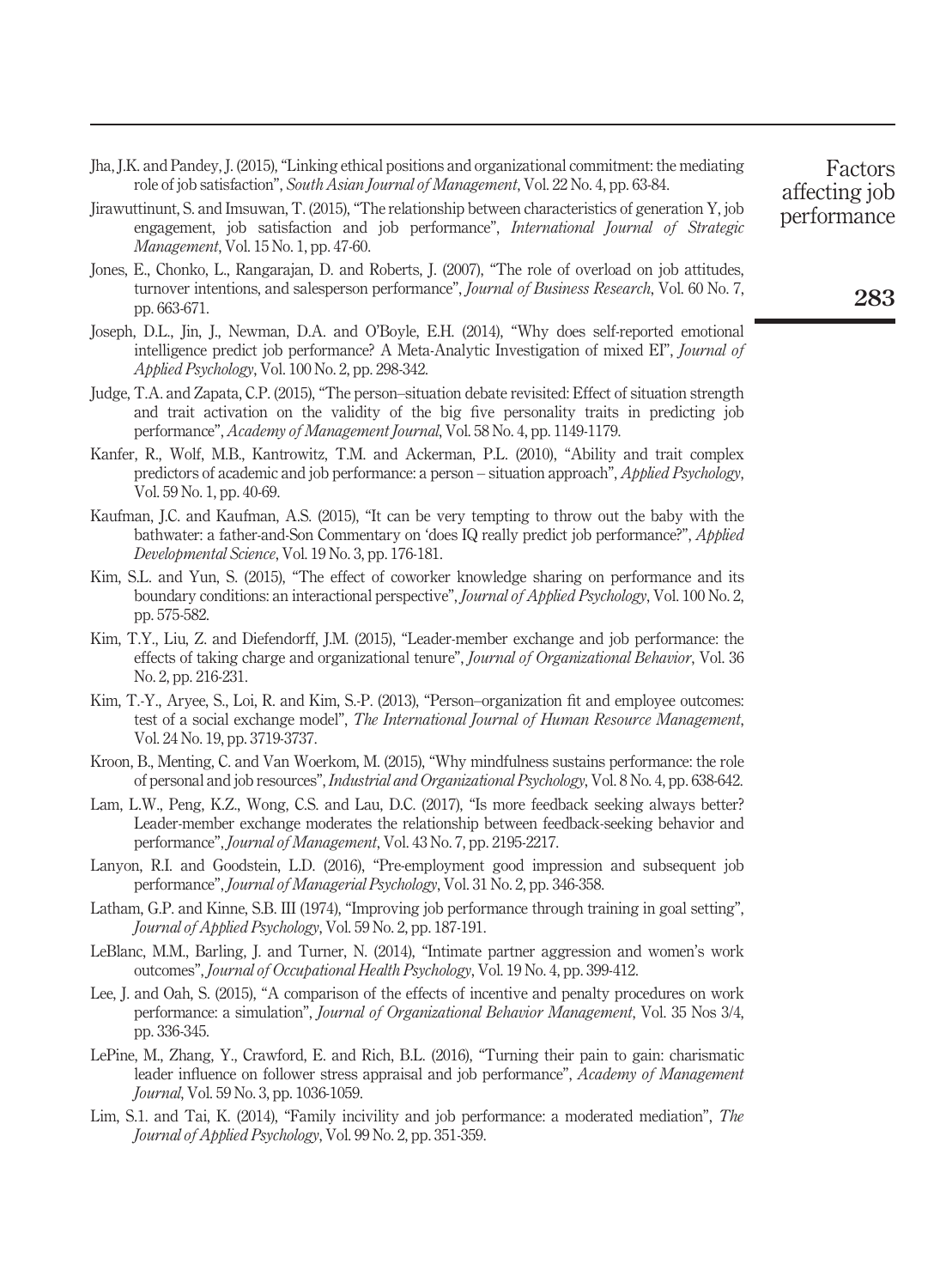Jha, J.K. and Pandey, J. (2015), "Linking ethical positions and organizational commitment: the mediating role of job satisfaction", *South Asian Journal of Management*, Vol. 22 No. 4, pp. 63-84.

Jirawuttinunt, S. and Imsuwan, T. (2015), "The relationship between characteristics of generation Y, job engagement, job satisfaction and job performance", *International Journal of Strategic Management*, Vol. 15 No. 1, pp. 47-60.

Jones, E., Chonko, L., Rangarajan, D. and Roberts, J. (2007), "The role of overload on job attitudes, turnover intentions, and salesperson performance", *Journal of Business Research*, Vol. 60 No. 7, pp. 663-671.

Joseph, D.L., Jin, J., Newman, D.A. and O'Boyle, E.H. (2014), "Why does self-reported emotional intelligence predict job performance? A Meta-Analytic Investigation of mixed EI", *Journal of Applied Psychology*, Vol. 100 No. 2, pp. 298-342.

Judge, T.A. and Zapata, C.P. (2015), "The person–situation debate revisited: Effect of situation strength and trait activation on the validity of the big five personality traits in predicting job performance", *Academy of Management Journal*, Vol. 58 No. 4, pp. 1149-1179.

Kanfer, R., Wolf, M.B., Kantrowitz, T.M. and Ackerman, P.L. (2010), "Ability and trait complex predictors of academic and job performance: a person – situation approach", *Applied Psychology*, Vol. 59 No. 1, pp. 40-69.

Kaufman, J.C. and Kaufman, A.S. (2015), "It can be very tempting to throw out the baby with the bathwater: a father-and-Son Commentary on 'does IQ really predict job performance?'", *Applied Developmental Science*, Vol. 19 No. 3, pp. 176-181.

Kim, S.L. and Yun, S. (2015), "The effect of coworker knowledge sharing on performance and its boundary conditions: an interactional perspective", *Journal of Applied Psychology*, Vol. 100 No. 2, pp. 575-582.

Kim, T.Y., Liu, Z. and Diefendorff, J.M. (2015), "Leader-member exchange and job performance: the effects of taking charge and organizational tenure", *Journal of Organizational Behavior*, Vol. 36 No. 2, pp. 216-231.

Kim, T.-Y., Aryee, S., Loi, R. and Kim, S.-P. (2013), "Person–organization fit and employee outcomes: test of a social exchange model", *The International Journal of Human Resource Management*, Vol. 24 No. 19, pp. 3719-3737.

Kroon, B., Menting, C. and Van Woerkom, M. (2015), "Why mindfulness sustains performance: the role of personal and job resources", *Industrial and Organizational Psychology*, Vol. 8 No. 4, pp. 638-642.

Lam, L.W., Peng, K.Z., Wong, C.S. and Lau, D.C. (2017), "Is more feedback seeking always better? Leader-member exchange moderates the relationship between feedback-seeking behavior and performance", *Journal of Management*, Vol. 43 No. 7, pp. 2195-2217.

Lanyon, R.I. and Goodstein, L.D. (2016), "Pre-employment good impression and subsequent job performance", *Journal of Managerial Psychology*, Vol. 31 No. 2, pp. 346-358.

Latham, G.P. and Kinne, S.B. III (1974), "Improving job performance through training in goal setting", *Journal of Applied Psychology*, Vol. 59 No. 2, pp. 187-191.

LeBlanc, M.M., Barling, J. and Turner, N. (2014), "Intimate partner aggression and women's work outcomes", *Journal of Occupational Health Psychology*, Vol. 19 No. 4, pp. 399-412.

Lee, J. and Oah, S. (2015), "A comparison of the effects of incentive and penalty procedures on work performance: a simulation", *Journal of Organizational Behavior Management*, Vol. 35 Nos 3/4, pp. 336-345.

LePine, M., Zhang, Y., Crawford, E. and Rich, B.L. (2016), "Turning their pain to gain: charismatic leader influence on follower stress appraisal and job performance", *Academy of Management Journal*, Vol. 59 No. 3, pp. 1036-1059.

Lim, S.1. and Tai, K. (2014), "Family incivility and job performance: a moderated mediation", *The Journal of Applied Psychology*, Vol. 99 No. 2, pp. 351-359.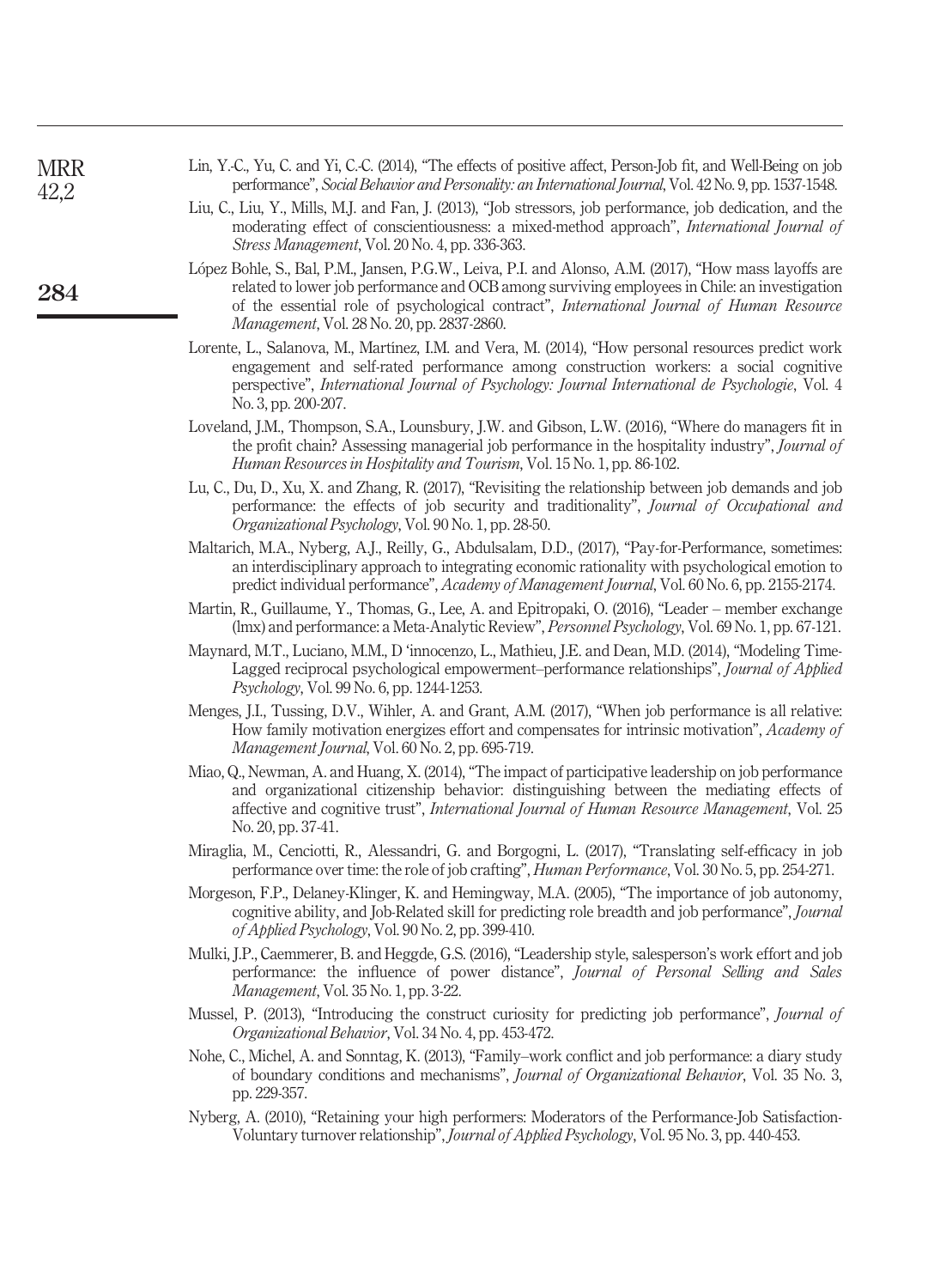Lin, Y.-C., Yu, C. and Yi, C.-C. (2014), "The effects of positive affect, Person-Job fit, and Well-Being on job performance", *Social Behavior and Personality: an International Journal*, Vol. 42 No. 9, pp. 1537-1548.

Liu, C., Liu, Y., Mills, M.J. and Fan, J. (2013), "Job stressors, job performance, job dedication, and the moderating effect of conscientiousness: a mixed-method approach", *International Journal of Stress Management*, Vol. 20 No. 4, pp. 336-363.

López Bohle, S., Bal, P.M., Jansen, P.G.W., Leiva, P.I. and Alonso, A.M. (2017), "How mass layoffs are related to lower job performance and OCB among surviving employees in Chile: an investigation of the essential role of psychological contract", *International Journal of Human Resource Management*, Vol. 28 No. 20, pp. 2837-2860.

Lorente, L., Salanova, M., Martínez, I.M. and Vera, M. (2014), "How personal resources predict work engagement and self-rated performance among construction workers: a social cognitive perspective", *International Journal of Psychology: Journal International de Psychologie*, Vol. 4 No. 3, pp. 200-207.

Loveland, J.M., Thompson, S.A., Lounsbury, J.W. and Gibson, L.W. (2016), "Where do managers fit in the profit chain? Assessing managerial job performance in the hospitality industry", *Journal of Human Resources in Hospitality and Tourism*, Vol. 15 No. 1, pp. 86-102.

Lu, C., Du, D., Xu, X. and Zhang, R. (2017), "Revisiting the relationship between job demands and job performance: the effects of job security and traditionality", *Journal of Occupational and Organizational Psychology*, Vol. 90 No. 1, pp. 28-50.

Maltarich, M.A., Nyberg, A.J., Reilly, G., Abdulsalam, D.D., (2017), "Pay-for-Performance, sometimes: an interdisciplinary approach to integrating economic rationality with psychological emotion to predict individual performance", *Academy of Management Journal*, Vol. 60 No. 6, pp. 2155-2174.

Martin, R., Guillaume, Y., Thomas, G., Lee, A. and Epitropaki, O. (2016), "Leader – member exchange (lmx) and performance: a Meta-Analytic Review", *Personnel Psychology*, Vol. 69 No. 1, pp. 67-121.

Maynard, M.T., Luciano, M.M., D 'innocenzo, L., Mathieu, J.E. and Dean, M.D. (2014), "Modeling Time-Lagged reciprocal psychological empowerment–performance relationships", *Journal of Applied Psychology*, Vol. 99 No. 6, pp. 1244-1253.

Menges, J.I., Tussing, D.V., Wihler, A. and Grant, A.M. (2017), "When job performance is all relative: How family motivation energizes effort and compensates for intrinsic motivation", *Academy of Management Journal*, Vol. 60 No. 2, pp. 695-719.

Miao, Q., Newman, A. and Huang, X. (2014), "The impact of participative leadership on job performance and organizational citizenship behavior: distinguishing between the mediating effects of affective and cognitive trust", *International Journal of Human Resource Management*, Vol. 25 No. 20, pp. 37-41.

Miraglia, M., Cenciotti, R., Alessandri, G. and Borgogni, L. (2017), "Translating self-efficacy in job performance over time: the role of job crafting", *Human Performance*, Vol. 30 No. 5, pp. 254-271.

Morgeson, F.P., Delaney-Klinger, K. and Hemingway, M.A. (2005), "The importance of job autonomy, cognitive ability, and Job-Related skill for predicting role breadth and job performance", *Journal of Applied Psychology*, Vol. 90 No. 2, pp. 399-410.

Mulki, J.P., Caemmerer, B. and Heggde, G.S. (2016), "Leadership style, salesperson's work effort and job performance: the influence of power distance", *Journal of Personal Selling and Sales Management*, Vol. 35 No. 1, pp. 3-22.

Mussel, P. (2013), "Introducing the construct curiosity for predicting job performance", *Journal of Organizational Behavior*, Vol. 34 No. 4, pp. 453-472.

Nohe, C., Michel, A. and Sonntag, K. (2013), "Family–work conflict and job performance: a diary study of boundary conditions and mechanisms", *Journal of Organizational Behavior*, Vol. 35 No. 3, pp. 229-357.

Nyberg, A. (2010), "Retaining your high performers: Moderators of the Performance-Job Satisfaction-Voluntary turnover relationship", *Journal of Applied Psychology*, Vol. 95 No. 3, pp. 440-453.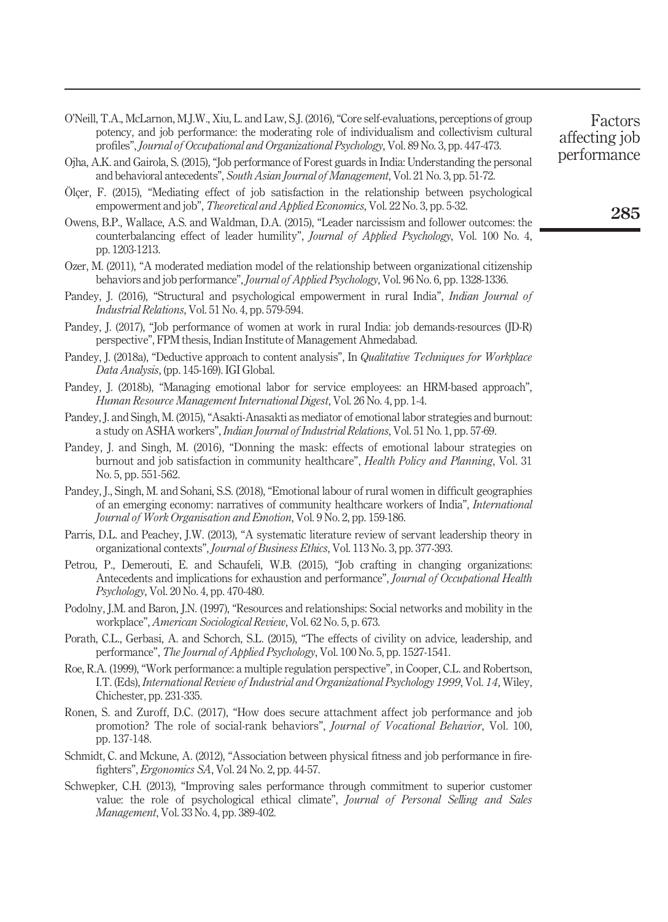O'Neill, T.A., McLarnon, M.J.W., Xiu, L. and Law, S.J. (2016), "Core self-evaluations, perceptions of group potency, and job performance: the moderating role of individualism and collectivism cultural profiles", *Journal of Occupational and Organizational Psychology*, Vol. 89 No. 3, pp. 447-473.

Ojha, A.K. and Gairola, S. (2015), "Job performance of Forest guards in India: Understanding the personal and behavioral antecedents", *South Asian Journal of Management*, Vol. 21 No. 3, pp. 51-72.

Ölçer, F. (2015), "Mediating effect of job satisfaction in the relationship between psychological empowerment and job", *Theoretical and Applied Economics*, Vol. 22 No. 3, pp. 5-32.

Owens, B.P., Wallace, A.S. and Waldman, D.A. (2015), "Leader narcissism and follower outcomes: the counterbalancing effect of leader humility", *Journal of Applied Psychology*, Vol. 100 No. 4, pp. 1203-1213.

Ozer, M. (2011), "A moderated mediation model of the relationship between organizational citizenship behaviors and job performance", *Journal of Applied Psychology*, Vol. 96 No. 6, pp. 1328-1336.

Pandey, J. (2016), "Structural and psychological empowerment in rural India", *Indian Journal of Industrial Relations*, Vol. 51 No. 4, pp. 579-594.

Pandey, J. (2017), "Job performance of women at work in rural India: job demands-resources (JD-R) perspective", FPM thesis, Indian Institute of Management Ahmedabad.

Pandey, J. (2018a), "Deductive approach to content analysis", In *Qualitative Techniques for Workplace Data Analysis*, (pp. 145-169). IGI Global.

Pandey, J. (2018b), "Managing emotional labor for service employees: an HRM-based approach", *Human Resource Management International Digest*, Vol. 26 No. 4, pp. 1-4.

Pandey, J. and Singh, M. (2015), "Asakti-Anasakti as mediator of emotional labor strategies and burnout: a study on ASHA workers", *Indian Journal of Industrial Relations*, Vol. 51 No. 1, pp. 57-69.

Pandey, J. and Singh, M. (2016), "Donning the mask: effects of emotional labour strategies on burnout and job satisfaction in community healthcare", *Health Policy and Planning*, Vol. 31 No. 5, pp. 551-562.

Pandey, J., Singh, M. and Sohani, S.S. (2018), "Emotional labour of rural women in difficult geographies of an emerging economy: narratives of community healthcare workers of India", *International Journal of Work Organisation and Emotion*, Vol. 9 No. 2, pp. 159-186.

Parris, D.L. and Peachey, J.W. (2013), "A systematic literature review of servant leadership theory in organizational contexts", *Journal of Business Ethics*, Vol. 113 No. 3, pp. 377-393.

Petrou, P., Demerouti, E. and Schaufeli, W.B. (2015), "Job crafting in changing organizations: Antecedents and implications for exhaustion and performance", *Journal of Occupational Health Psychology*, Vol. 20 No. 4, pp. 470-480.

Podolny, J.M. and Baron, J.N. (1997), "Resources and relationships: Social networks and mobility in the workplace", *American Sociological Review*, Vol. 62 No. 5, p. 673.

Porath, C.L., Gerbasi, A. and Schorch, S.L. (2015), "The effects of civility on advice, leadership, and performance", *The Journal of Applied Psychology*, Vol. 100 No. 5, pp. 1527-1541.

Roe, R.A. (1999), "Work performance: a multiple regulation perspective", in Cooper, C.L. and Robertson, I.T. (Eds), *International Review of Industrial and Organizational Psychology 1999*, Vol. *14*, Wiley, Chichester, pp. 231-335.

Ronen, S. and Zuroff, D.C. (2017), "How does secure attachment affect job performance and job promotion? The role of social-rank behaviors", *Journal of Vocational Behavior*, Vol. 100, pp. 137-148.

Schmidt, C. and Mckune, A. (2012), "Association between physical fitness and job performance in fire-fighters", *Ergonomics SA*, Vol. 24 No. 2, pp. 44-57.

Schwepker, C.H. (2013), "Improving sales performance through commitment to superior customer value: the role of psychological ethical climate", *Journal of Personal Selling and Sales Management*, Vol. 33 No. 4, pp. 389-402.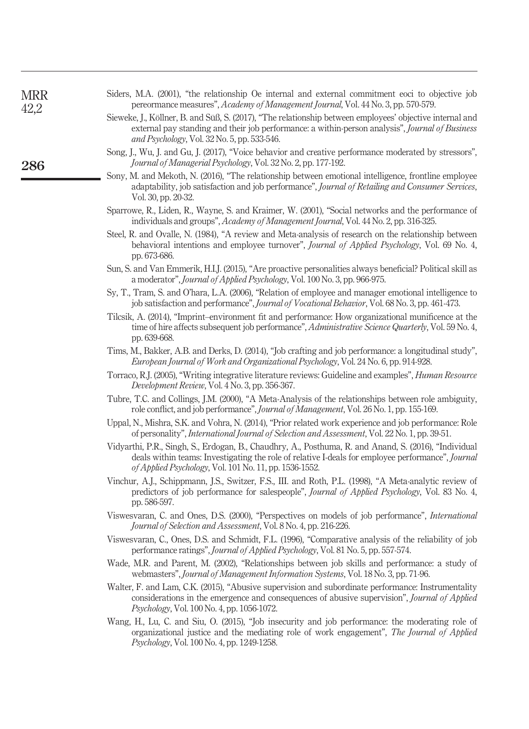Siders, M.A. (2001), "the relationship Oe internal and external commitment eoci to objective job pereormance measures", *Academy of Management Journal*, Vol. 44 No. 3, pp. 570-579.

Sieweke, J., Köllner, B. and Süß, S. (2017), "The relationship between employees' objective internal and external pay standing and their job performance: a within-person analysis", *Journal of Business and Psychology*, Vol. 32 No. 5, pp. 533-546.

Song, J., Wu, J. and Gu, J. (2017), "Voice behavior and creative performance moderated by stressors", *Journal of Managerial Psychology*, Vol. 32 No. 2, pp. 177-192.

Sony, M. and Mekoth, N. (2016), "The relationship between emotional intelligence, frontline employee adaptability, job satisfaction and job performance", *Journal of Retailing and Consumer Services*, Vol. 30, pp. 20-32.

Sparrowe, R., Liden, R., Wayne, S. and Kraimer, W. (2001), "Social networks and the performance of individuals and groups", *Academy of Management Journal*, Vol. 44 No. 2, pp. 316-325.

Steel, R. and Ovalle, N. (1984), "A review and Meta-analysis of research on the relationship between behavioral intentions and employee turnover", *Journal of Applied Psychology*, Vol. 69 No. 4, pp. 673-686.

Sun, S. and Van Emmerik, H.I.J. (2015), "Are proactive personalities always beneficial? Political skill as a moderator", *Journal of Applied Psychology*, Vol. 100 No. 3, pp. 966-975.

Sy, T., Tram, S. and O'hara, L.A. (2006), "Relation of employee and manager emotional intelligence to job satisfaction and performance", *Journal of Vocational Behavior*, Vol. 68 No. 3, pp. 461-473.

Tilcsik, A. (2014), "Imprint–environment fit and performance: How organizational munificence at the time of hire affects subsequent job performance", *Administrative Science Quarterly*, Vol. 59 No. 4, pp. 639-668.

Tims, M., Bakker, A.B. and Derks, D. (2014), "Job crafting and job performance: a longitudinal study", *European Journal of Work and Organizational Psychology*, Vol. 24 No. 6, pp. 914-928.

Torraco, R.J. (2005), "Writing integrative literature reviews: Guideline and examples", *Human Resource Development Review*, Vol. 4 No. 3, pp. 356-367.

Tubre, T.C. and Collings, J.M. (2000), "A Meta-Analysis of the relationships between role ambiguity, role conflict, and job performance", *Journal of Management*, Vol. 26 No. 1, pp. 155-169.

Uppal, N., Mishra, S.K. and Vohra, N. (2014), "Prior related work experience and job performance: Role of personality", *International Journal of Selection and Assessment*, Vol. 22 No. 1, pp. 39-51.

Vidyarthi, P.R., Singh, S., Erdogan, B., Chaudhry, A., Posthuma, R. and Anand, S. (2016), "Individual deals within teams: Investigating the role of relative I-deals for employee performance", *Journal of Applied Psychology*, Vol. 101 No. 11, pp. 1536-1552.

Vinchur, A.J., Schippmann, J.S., Switzer, F.S., III. and Roth, P.L. (1998), "A Meta-analytic review of predictors of job performance for salespeople", *Journal of Applied Psychology*, Vol. 83 No. 4, pp. 586-597.

Viswesvaran, C. and Ones, D.S. (2000), "Perspectives on models of job performance", *International Journal of Selection and Assessment*, Vol. 8 No. 4, pp. 216-226.

Viswesvaran, C., Ones, D.S. and Schmidt, F.L. (1996), "Comparative analysis of the reliability of job performance ratings", *Journal of Applied Psychology*, Vol. 81 No. 5, pp. 557-574.

Wade, M.R. and Parent, M. (2002), "Relationships between job skills and performance: a study of webmasters", *Journal of Management Information Systems*, Vol. 18 No. 3, pp. 71-96.

Walter, F. and Lam, C.K. (2015), "Abusive supervision and subordinate performance: Instrumentality considerations in the emergence and consequences of abusive supervision", *Journal of Applied Psychology*, Vol. 100 No. 4, pp. 1056-1072.

Wang, H., Lu, C. and Siu, O. (2015), "Job insecurity and job performance: the moderating role of organizational justice and the mediating role of work engagement", *The Journal of Applied Psychology*, Vol. 100 No. 4, pp. 1249-1258.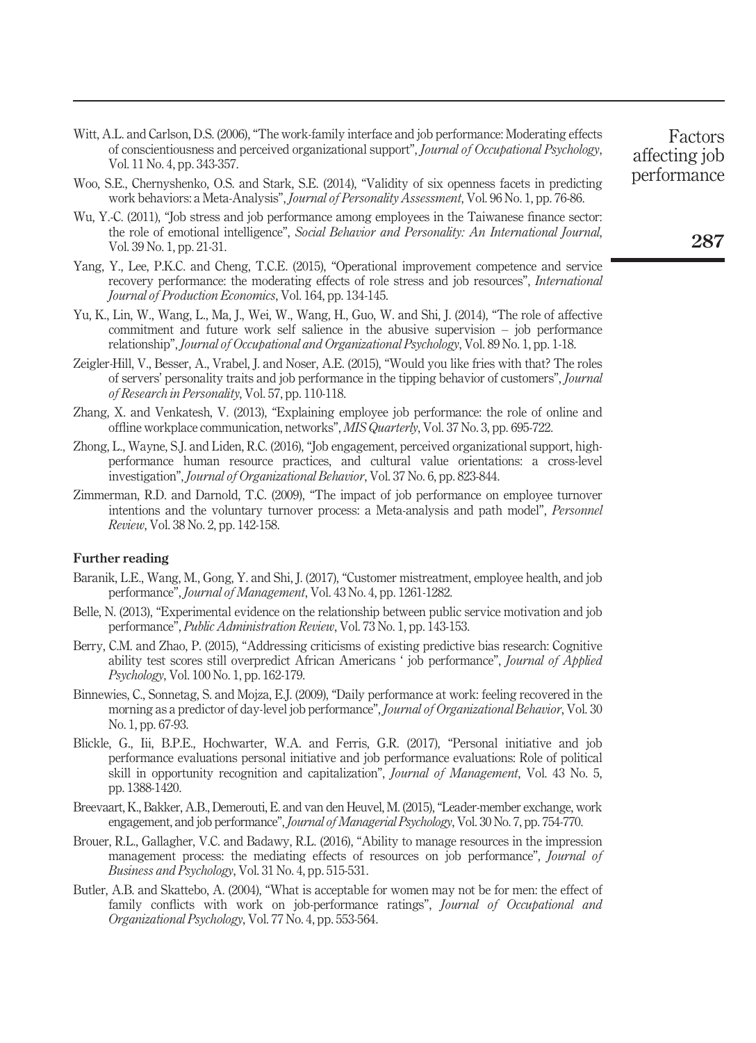Witt, A.L. and Carlson, D.S. (2006), "The work-family interface and job performance: Moderating effects of conscientiousness and perceived organizational support", *Journal of Occupational Psychology*, Vol. 11 No. 4, pp. 343-357.

Woo, S.E., Chernyshenko, O.S. and Stark, S.E. (2014), "Validity of six openness facets in predicting work behaviors: a Meta-Analysis", *Journal of Personality Assessment*, Vol. 96 No. 1, pp. 76-86.

Wu, Y.-C. (2011), "Job stress and job performance among employees in the Taiwanese finance sector: the role of emotional intelligence", *Social Behavior and Personality: An International Journal*, Vol. 39 No. 1, pp. 21-31.

Yang, Y., Lee, P.K.C. and Cheng, T.C.E. (2015), "Operational improvement competence and service recovery performance: the moderating effects of role stress and job resources", *International Journal of Production Economics*, Vol. 164, pp. 134-145.

Yu, K., Lin, W., Wang, L., Ma, J., Wei, W., Wang, H., Guo, W. and Shi, J. (2014), "The role of affective commitment and future work self salience in the abusive supervision – job performance relationship", *Journal of Occupational and Organizational Psychology*, Vol. 89 No. 1, pp. 1-18.

Zeigler-Hill, V., Besser, A., Vrabel, J. and Noser, A.E. (2015), "Would you like fries with that? The roles of servers' personality traits and job performance in the tipping behavior of customers", *Journal of Research in Personality*, Vol. 57, pp. 110-118.

Zhang, X. and Venkatesh, V. (2013), "Explaining employee job performance: the role of online and offline workplace communication, networks", *MIS Quarterly*, Vol. 37 No. 3, pp. 695-722.

Zhong, L., Wayne, S.J. and Liden, R.C. (2016), "Job engagement, perceived organizational support, high-performance human resource practices, and cultural value orientations: a cross-level investigation", *Journal of Organizational Behavior*, Vol. 37 No. 6, pp. 823-844.

Zimmerman, R.D. and Darnold, T.C. (2009), "The impact of job performance on employee turnover intentions and the voluntary turnover process: a Meta-analysis and path model", *Personnel Review*, Vol. 38 No. 2, pp. 142-158.

### Further reading

Baranik, L.E., Wang, M., Gong, Y. and Shi, J. (2017), "Customer mistreatment, employee health, and job performance", *Journal of Management*, Vol. 43 No. 4, pp. 1261-1282.

Belle, N. (2013), "Experimental evidence on the relationship between public service motivation and job performance", *Public Administration Review*, Vol. 73 No. 1, pp. 143-153.

Berry, C.M. and Zhao, P. (2015), "Addressing criticisms of existing predictive bias research: Cognitive ability test scores still overpredict African Americans ' job performance", *Journal of Applied Psychology*, Vol. 100 No. 1, pp. 162-179.

Binnewies, C., Sonnetag, S. and Mojza, E.J. (2009), "Daily performance at work: feeling recovered in the morning as a predictor of day-level job performance", *Journal of Organizational Behavior*, Vol. 30 No. 1, pp. 67-93.

Blickle, G., Iii, B.P.E., Hochwarter, W.A. and Ferris, G.R. (2017), "Personal initiative and job performance evaluations personal initiative and job performance evaluations: Role of political skill in opportunity recognition and capitalization", *Journal of Management*, Vol. 43 No. 5, pp. 1388-1420.

Breevaart, K., Bakker, A.B., Demerouti, E. and van den Heuvel, M. (2015), "Leader-member exchange, work engagement, and job performance", *Journal of Managerial Psychology*, Vol. 30 No. 7, pp. 754-770.

Brouer, R.L., Gallagher, V.C. and Badawy, R.L. (2016), "Ability to manage resources in the impression management process: the mediating effects of resources on job performance", *Journal of Business and Psychology*, Vol. 31 No. 4, pp. 515-531.

Butler, A.B. and Skattebo, A. (2004), "What is acceptable for women may not be for men: the effect of family conflicts with work on job-performance ratings", *Journal of Occupational and Organizational Psychology*, Vol. 77 No. 4, pp. 553-564.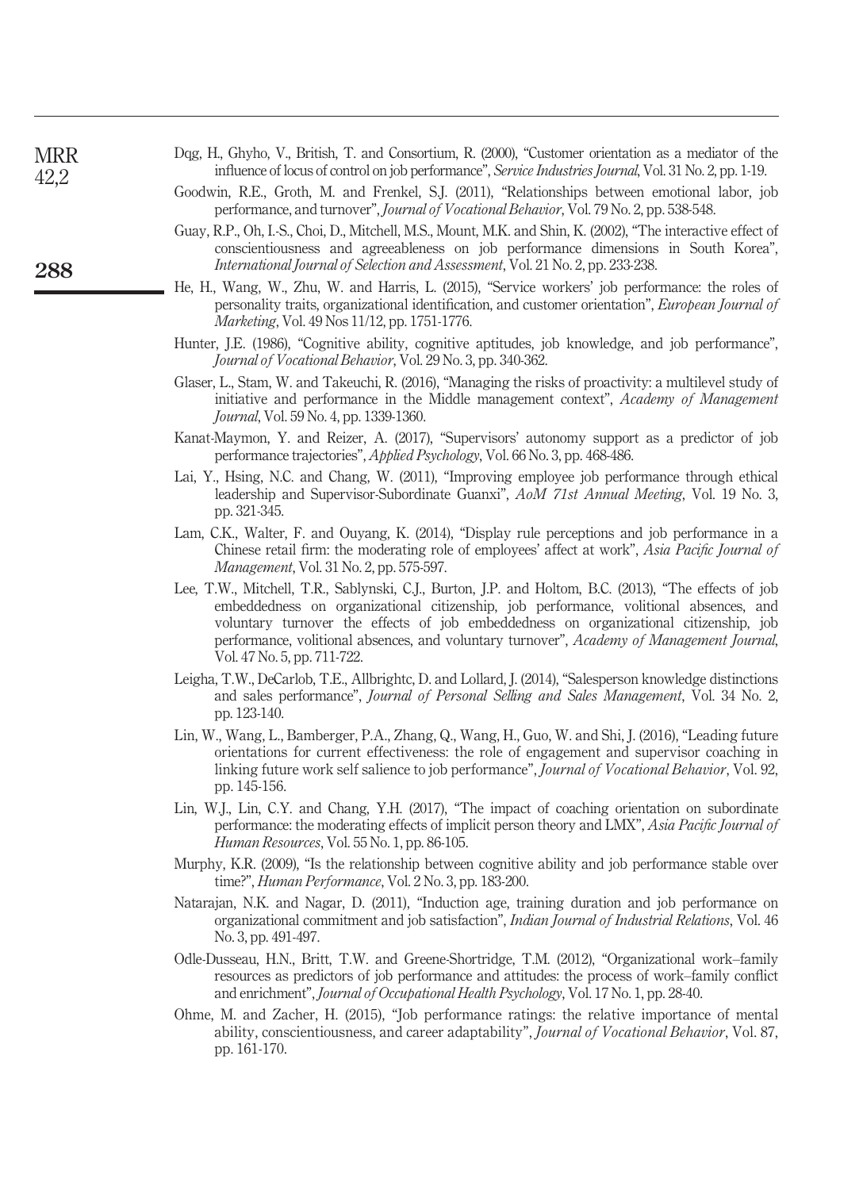Dqg, H., Ghyho, V., British, T. and Consortium, R. (2000), "Customer orientation as a mediator of the influence of locus of control on job performance", *Service Industries Journal*, Vol. 31 No. 2, pp. 1-19.

Goodwin, R.E., Groth, M. and Frenkel, S.J. (2011), "Relationships between emotional labor, job performance, and turnover", *Journal of Vocational Behavior*, Vol. 79 No. 2, pp. 538-548.

Guay, R.P., Oh, I.-S., Choi, D., Mitchell, M.S., Mount, M.K. and Shin, K. (2002), "The interactive effect of conscientiousness and agreeableness on job performance dimensions in South Korea", *International Journal of Selection and Assessment*, Vol. 21 No. 2, pp. 233-238.

He, H., Wang, W., Zhu, W. and Harris, L. (2015), "Service workers' job performance: the roles of personality traits, organizational identification, and customer orientation", *European Journal of Marketing*, Vol. 49 Nos 11/12, pp. 1751-1776.

Hunter, J.E. (1986), "Cognitive ability, cognitive aptitudes, job knowledge, and job performance", *Journal of Vocational Behavior*, Vol. 29 No. 3, pp. 340-362.

Glaser, L., Stam, W. and Takeuchi, R. (2016), "Managing the risks of proactivity: a multilevel study of initiative and performance in the Middle management context", *Academy of Management Journal*, Vol. 59 No. 4, pp. 1339-1360.

Kanat-Maymon, Y. and Reizer, A. (2017), "Supervisors' autonomy support as a predictor of job performance trajectories", *Applied Psychology*, Vol. 66 No. 3, pp. 468-486.

Lai, Y., Hsing, N.C. and Chang, W. (2011), "Improving employee job performance through ethical leadership and Supervisor-Subordinate Guanxi", *AoM 71st Annual Meeting*, Vol. 19 No. 3, pp. 321-345.

Lam, C.K., Walter, F. and Ouyang, K. (2014), "Display rule perceptions and job performance in a Chinese retail firm: the moderating role of employees' affect at work", *Asia Pacific Journal of Management*, Vol. 31 No. 2, pp. 575-597.

Lee, T.W., Mitchell, T.R., Sablynski, C.J., Burton, J.P. and Holtom, B.C. (2013), "The effects of job embeddedness on organizational citizenship, job performance, volitional absences, and voluntary turnover the effects of job embeddedness on organizational citizenship, job performance, volitional absences, and voluntary turnover", *Academy of Management Journal*, Vol. 47 No. 5, pp. 711-722.

Leigha, T.W., DeCarlob, T.E., Allbrightc, D. and Lollard, J. (2014), "Salesperson knowledge distinctions and sales performance", *Journal of Personal Selling and Sales Management*, Vol. 34 No. 2, pp. 123-140.

Lin, W., Wang, L., Bamberger, P.A., Zhang, Q., Wang, H., Guo, W. and Shi, J. (2016), "Leading future orientations for current effectiveness: the role of engagement and supervisor coaching in linking future work self salience to job performance", *Journal of Vocational Behavior*, Vol. 92, pp. 145-156.

Lin, W.J., Lin, C.Y. and Chang, Y.H. (2017), "The impact of coaching orientation on subordinate performance: the moderating effects of implicit person theory and LMX", *Asia Pacific Journal of Human Resources*, Vol. 55 No. 1, pp. 86-105.

Murphy, K.R. (2009), "Is the relationship between cognitive ability and job performance stable over time?", *Human Performance*, Vol. 2 No. 3, pp. 183-200.

Natarajan, N.K. and Nagar, D. (2011), "Induction age, training duration and job performance on organizational commitment and job satisfaction", *Indian Journal of Industrial Relations*, Vol. 46 No. 3, pp. 491-497.

Odle-Dusseau, H.N., Britt, T.W. and Greene-Shortridge, T.M. (2012), "Organizational work–family resources as predictors of job performance and attitudes: the process of work–family conflict and enrichment", *Journal of Occupational Health Psychology*, Vol. 17 No. 1, pp. 28-40.

Ohme, M. and Zacher, H. (2015), "Job performance ratings: the relative importance of mental ability, conscientiousness, and career adaptability", *Journal of Vocational Behavior*, Vol. 87, pp. 161-170.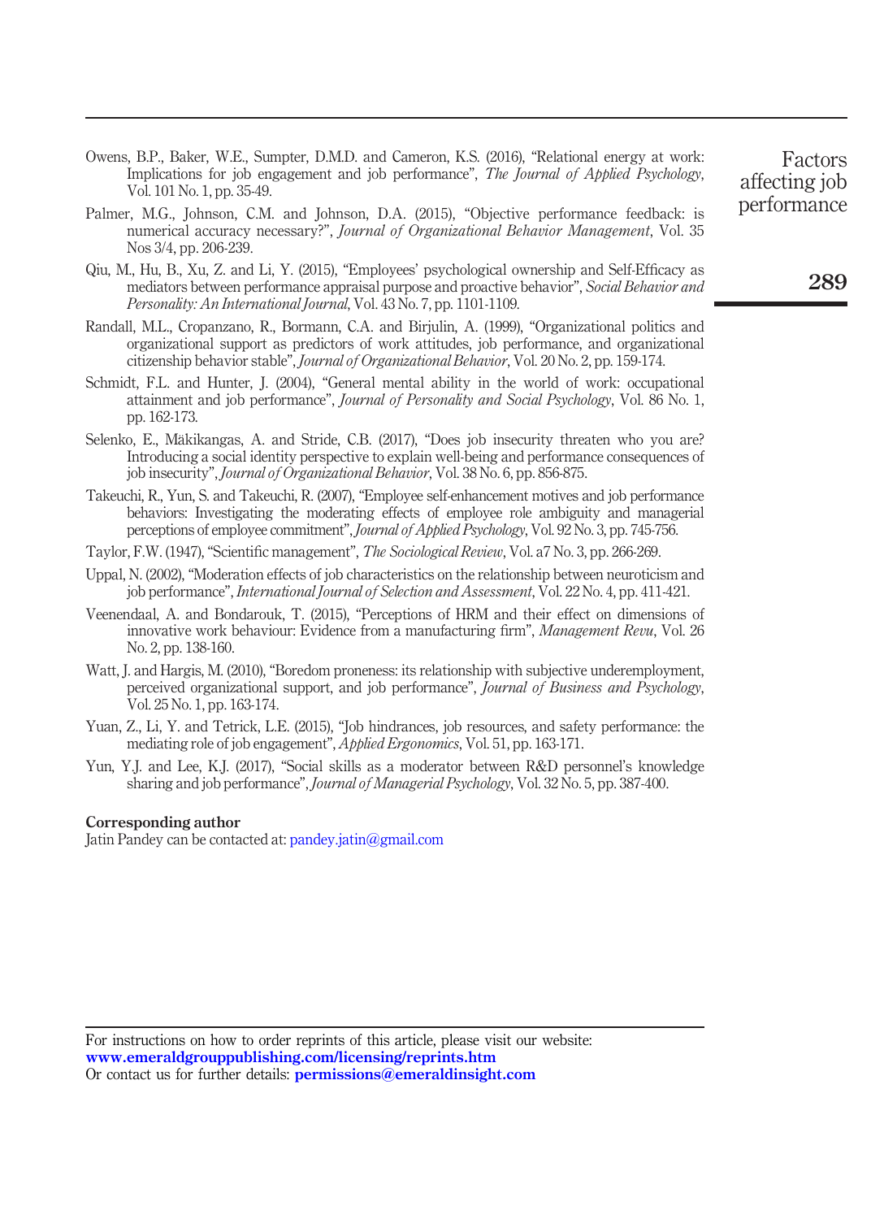Owens, B.P., Baker, W.E., Sumpter, D.M.D. and Cameron, K.S. (2016), "Relational energy at work: Implications for job engagement and job performance", *The Journal of Applied Psychology*, Vol. 101 No. 1, pp. 35-49.

Palmer, M.G., Johnson, C.M. and Johnson, D.A. (2015), "Objective performance feedback: is numerical accuracy necessary?", *Journal of Organizational Behavior Management*, Vol. 35 Nos 3/4, pp. 206-239.

Qiu, M., Hu, B., Xu, Z. and Li, Y. (2015), "Employees' psychological ownership and Self-Efficacy as mediators between performance appraisal purpose and proactive behavior", *Social Behavior and Personality: An International Journal*, Vol. 43 No. 7, pp. 1101-1109.

Randall, M.L., Cropanzano, R., Bormann, C.A. and Birjulin, A. (1999), "Organizational politics and organizational support as predictors of work attitudes, job performance, and organizational citizenship behavior stable", *Journal of Organizational Behavior*, Vol. 20 No. 2, pp. 159-174.

Schmidt, F.L. and Hunter, J. (2004), "General mental ability in the world of work: occupational attainment and job performance", *Journal of Personality and Social Psychology*, Vol. 86 No. 1, pp. 162-173.

Selenko, E., Mäkikangas, A. and Stride, C.B. (2017), "Does job insecurity threaten who you are? Introducing a social identity perspective to explain well-being and performance consequences of job insecurity", *Journal of Organizational Behavior*, Vol. 38 No. 6, pp. 856-875.

Takeuchi, R., Yun, S. and Takeuchi, R. (2007), "Employee self-enhancement motives and job performance behaviors: Investigating the moderating effects of employee role ambiguity and managerial perceptions of employee commitment", *Journal of Applied Psychology*, Vol. 92 No. 3, pp. 745-756.

Taylor, F.W. (1947), "Scientific management", *The Sociological Review*, Vol. a7 No. 3, pp. 266-269.

Uppal, N. (2002), "Moderation effects of job characteristics on the relationship between neuroticism and job performance", *International Journal of Selection and Assessment*, Vol. 22 No. 4, pp. 411-421.

Veenendaal, A. and Bondarouk, T. (2015), "Perceptions of HRM and their effect on dimensions of innovative work behaviour: Evidence from a manufacturing firm", *Management Revu*, Vol. 26 No. 2, pp. 138-160.

Watt, J. and Hargis, M. (2010), "Boredom proneness: its relationship with subjective underemployment, perceived organizational support, and job performance", *Journal of Business and Psychology*, Vol. 25 No. 1, pp. 163-174.

Yuan, Z., Li, Y. and Tetrick, L.E. (2015), "Job hindrances, job resources, and safety performance: the mediating role of job engagement", *Applied Ergonomics*, Vol. 51, pp. 163-171.

Yun, Y.J. and Lee, K.J. (2017), "Social skills as a moderator between R&D personnel's knowledge sharing and job performance", *Journal of Managerial Psychology*, Vol. 32 No. 5, pp. 387-400.

**Corresponding author**

Jatin Pandey can be contacted at: pandey.jatin@gmail.com

For instructions on how to order reprints of this article, please visit our website:
**www.emeraldgrouppublishing.com/licensing/reprints.htm**
Or contact us for further details: **permissions@emeraldinsight.com**